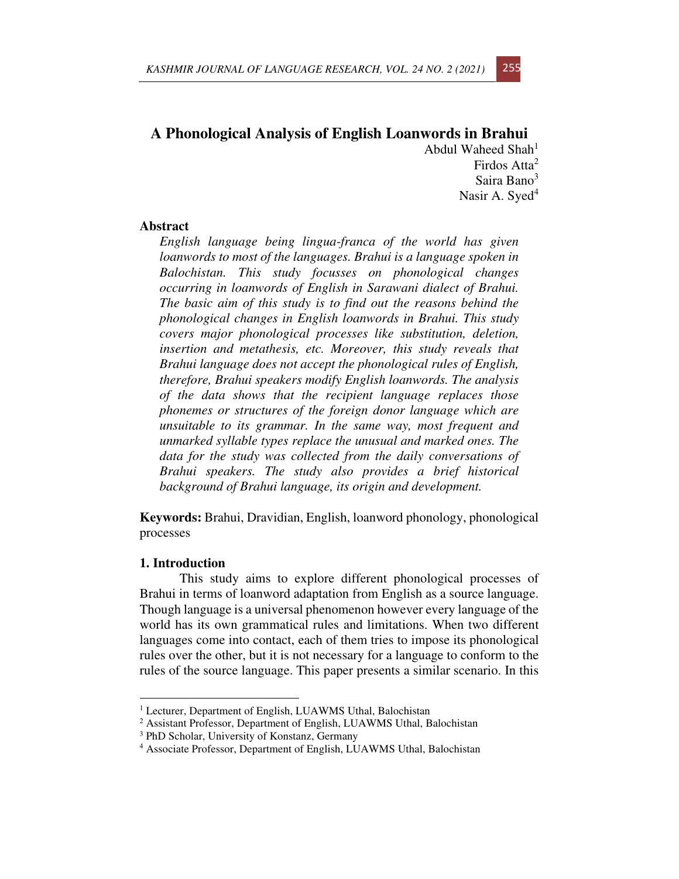# A Phonological Analysis of English Loanwords in Brahui

Abdul Waheed Shah[1]
Firdos Atta[2]
Saira Bano[3]
Nasir A. Syed[4]

## Abstract

*English language being lingua-franca of the world has given loanwords to most of the languages. Brahui is a language spoken in Balochistan. This study focusses on phonological changes occurring in loanwords of English in Sarawani dialect of Brahui. The basic aim of this study is to find out the reasons behind the phonological changes in English loanwords in Brahui. This study covers major phonological processes like substitution, deletion, insertion and metathesis, etc. Moreover, this study reveals that Brahui language does not accept the phonological rules of English, therefore, Brahui speakers modify English loanwords. The analysis of the data shows that the recipient language replaces those phonemes or structures of the foreign donor language which are unsuitable to its grammar. In the same way, most frequent and unmarked syllable types replace the unusual and marked ones. The data for the study was collected from the daily conversations of Brahui speakers. The study also provides a brief historical background of Brahui language, its origin and development.*

**Keywords:** Brahui, Dravidian, English, loanword phonology, phonological processes

## 1. Introduction

This study aims to explore different phonological processes of Brahui in terms of loanword adaptation from English as a source language. Though language is a universal phenomenon however every language of the world has its own grammatical rules and limitations. When two different languages come into contact, each of them tries to impose its phonological rules over the other, but it is not necessary for a language to conform to the rules of the source language. This paper presents a similar scenario. In this

---

[1] Lecturer, Department of English, LUAWMS Uthal, Balochistan
[2] Assistant Professor, Department of English, LUAWMS Uthal, Balochistan
[3] PhD Scholar, University of Konstanz, Germany
[4] Associate Professor, Department of English, LUAWMS Uthal, Balochistan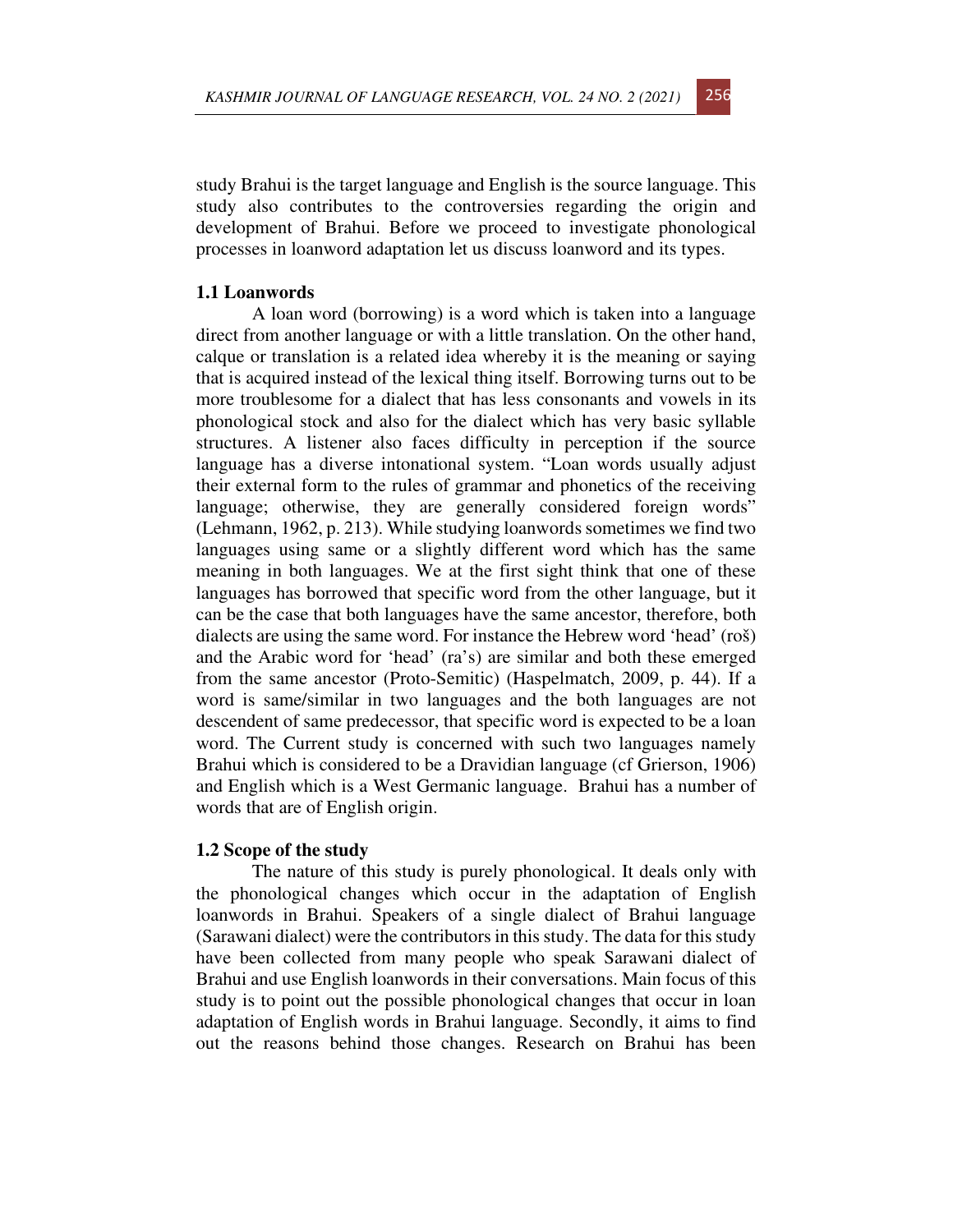study Brahui is the target language and English is the source language. This study also contributes to the controversies regarding the origin and development of Brahui. Before we proceed to investigate phonological processes in loanword adaptation let us discuss loanword and its types.

### 1.1 Loanwords

A loan word (borrowing) is a word which is taken into a language direct from another language or with a little translation. On the other hand, calque or translation is a related idea whereby it is the meaning or saying that is acquired instead of the lexical thing itself. Borrowing turns out to be more troublesome for a dialect that has less consonants and vowels in its phonological stock and also for the dialect which has very basic syllable structures. A listener also faces difficulty in perception if the source language has a diverse intonational system. "Loan words usually adjust their external form to the rules of grammar and phonetics of the receiving language; otherwise, they are generally considered foreign words" (Lehmann, 1962, p. 213). While studying loanwords sometimes we find two languages using same or a slightly different word which has the same meaning in both languages. We at the first sight think that one of these languages has borrowed that specific word from the other language, but it can be the case that both languages have the same ancestor, therefore, both dialects are using the same word. For instance the Hebrew word 'head' (roš) and the Arabic word for 'head' (ra's) are similar and both these emerged from the same ancestor (Proto-Semitic) (Haspelmatch, 2009, p. 44). If a word is same/similar in two languages and the both languages are not descendent of same predecessor, that specific word is expected to be a loan word. The Current study is concerned with such two languages namely Brahui which is considered to be a Dravidian language (cf Grierson, 1906) and English which is a West Germanic language. Brahui has a number of words that are of English origin.

### 1.2 Scope of the study

The nature of this study is purely phonological. It deals only with the phonological changes which occur in the adaptation of English loanwords in Brahui. Speakers of a single dialect of Brahui language (Sarawani dialect) were the contributors in this study. The data for this study have been collected from many people who speak Sarawani dialect of Brahui and use English loanwords in their conversations. Main focus of this study is to point out the possible phonological changes that occur in loan adaptation of English words in Brahui language. Secondly, it aims to find out the reasons behind those changes. Research on Brahui has been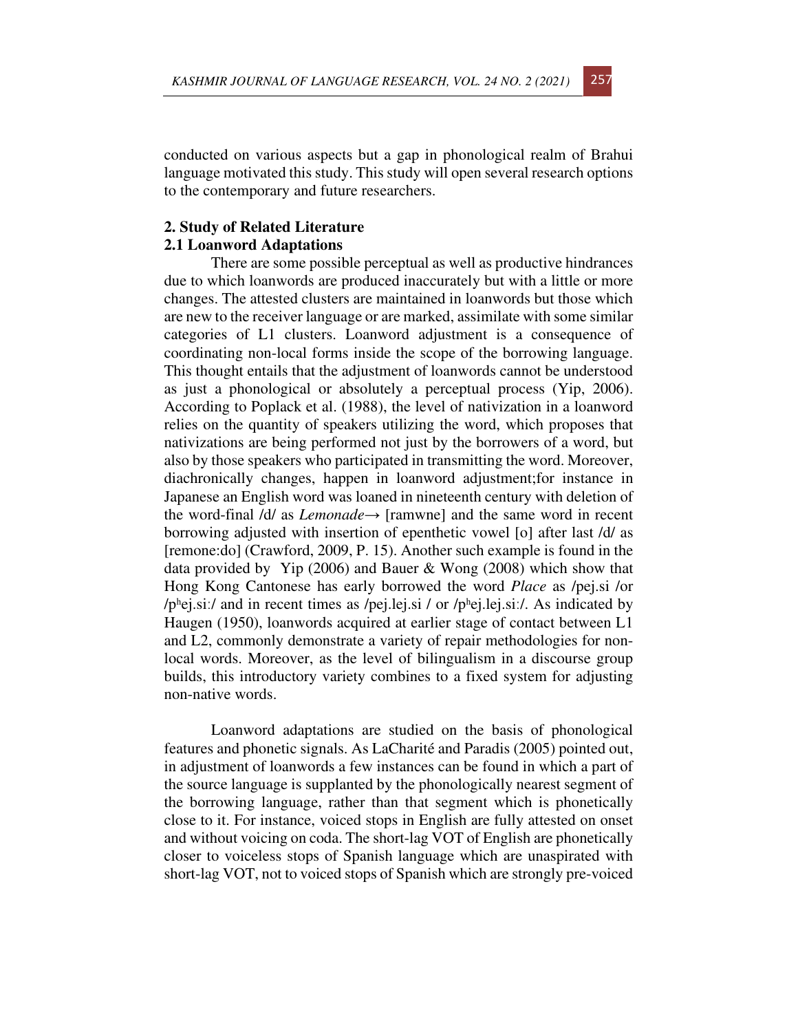conducted on various aspects but a gap in phonological realm of Brahui language motivated this study. This study will open several research options to the contemporary and future researchers.

## 2. Study of Related Literature

### 2.1 Loanword Adaptations

There are some possible perceptual as well as productive hindrances due to which loanwords are produced inaccurately but with a little or more changes. The attested clusters are maintained in loanwords but those which are new to the receiver language or are marked, assimilate with some similar categories of L1 clusters. Loanword adjustment is a consequence of coordinating non-local forms inside the scope of the borrowing language. This thought entails that the adjustment of loanwords cannot be understood as just a phonological or absolutely a perceptual process (Yip, 2006). According to Poplack et al. (1988), the level of nativization in a loanword relies on the quantity of speakers utilizing the word, which proposes that nativizations are being performed not just by the borrowers of a word, but also by those speakers who participated in transmitting the word. Moreover, diachronically changes, happen in loanword adjustment;for instance in Japanese an English word was loaned in nineteenth century with deletion of the word-final /d/ as *Lemonade*→ [ramwne] and the same word in recent borrowing adjusted with insertion of epenthetic vowel [o] after last /d/ as [remone:do] (Crawford, 2009, P. 15). Another such example is found in the data provided by Yip (2006) and Bauer & Wong (2008) which show that Hong Kong Cantonese has early borrowed the word *Place* as /pej.si /or /pʰej.siː/ and in recent times as /pej.lej.si / or /pʰej.lej.siː/. As indicated by Haugen (1950), loanwords acquired at earlier stage of contact between L1 and L2, commonly demonstrate a variety of repair methodologies for non-local words. Moreover, as the level of bilingualism in a discourse group builds, this introductory variety combines to a fixed system for adjusting non-native words.

Loanword adaptations are studied on the basis of phonological features and phonetic signals. As LaCharité and Paradis (2005) pointed out, in adjustment of loanwords a few instances can be found in which a part of the source language is supplanted by the phonologically nearest segment of the borrowing language, rather than that segment which is phonetically close to it. For instance, voiced stops in English are fully attested on onset and without voicing on coda. The short-lag VOT of English are phonetically closer to voiceless stops of Spanish language which are unaspirated with short-lag VOT, not to voiced stops of Spanish which are strongly pre-voiced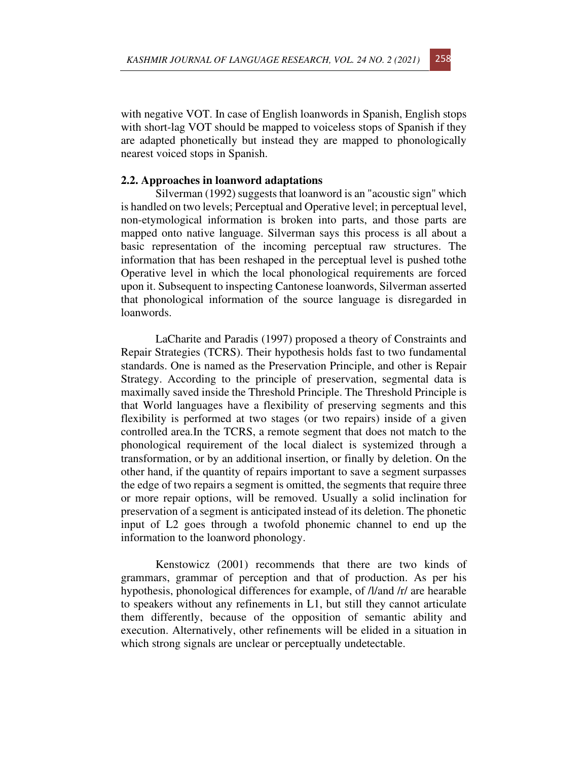with negative VOT. In case of English loanwords in Spanish, English stops with short-lag VOT should be mapped to voiceless stops of Spanish if they are adapted phonetically but instead they are mapped to phonologically nearest voiced stops in Spanish.

### 2.2. Approaches in loanword adaptations

Silverman (1992) suggests that loanword is an "acoustic sign" which is handled on two levels; Perceptual and Operative level; in perceptual level, non-etymological information is broken into parts, and those parts are mapped onto native language. Silverman says this process is all about a basic representation of the incoming perceptual raw structures. The information that has been reshaped in the perceptual level is pushed tothe Operative level in which the local phonological requirements are forced upon it. Subsequent to inspecting Cantonese loanwords, Silverman asserted that phonological information of the source language is disregarded in loanwords.

LaCharite and Paradis (1997) proposed a theory of Constraints and Repair Strategies (TCRS). Their hypothesis holds fast to two fundamental standards. One is named as the Preservation Principle, and other is Repair Strategy. According to the principle of preservation, segmental data is maximally saved inside the Threshold Principle. The Threshold Principle is that World languages have a flexibility of preserving segments and this flexibility is performed at two stages (or two repairs) inside of a given controlled area.In the TCRS, a remote segment that does not match to the phonological requirement of the local dialect is systemized through a transformation, or by an additional insertion, or finally by deletion. On the other hand, if the quantity of repairs important to save a segment surpasses the edge of two repairs a segment is omitted, the segments that require three or more repair options, will be removed. Usually a solid inclination for preservation of a segment is anticipated instead of its deletion. The phonetic input of L2 goes through a twofold phonemic channel to end up the information to the loanword phonology.

Kenstowicz (2001) recommends that there are two kinds of grammars, grammar of perception and that of production. As per his hypothesis, phonological differences for example, of /l/and /r/ are hearable to speakers without any refinements in L1, but still they cannot articulate them differently, because of the opposition of semantic ability and execution. Alternatively, other refinements will be elided in a situation in which strong signals are unclear or perceptually undetectable.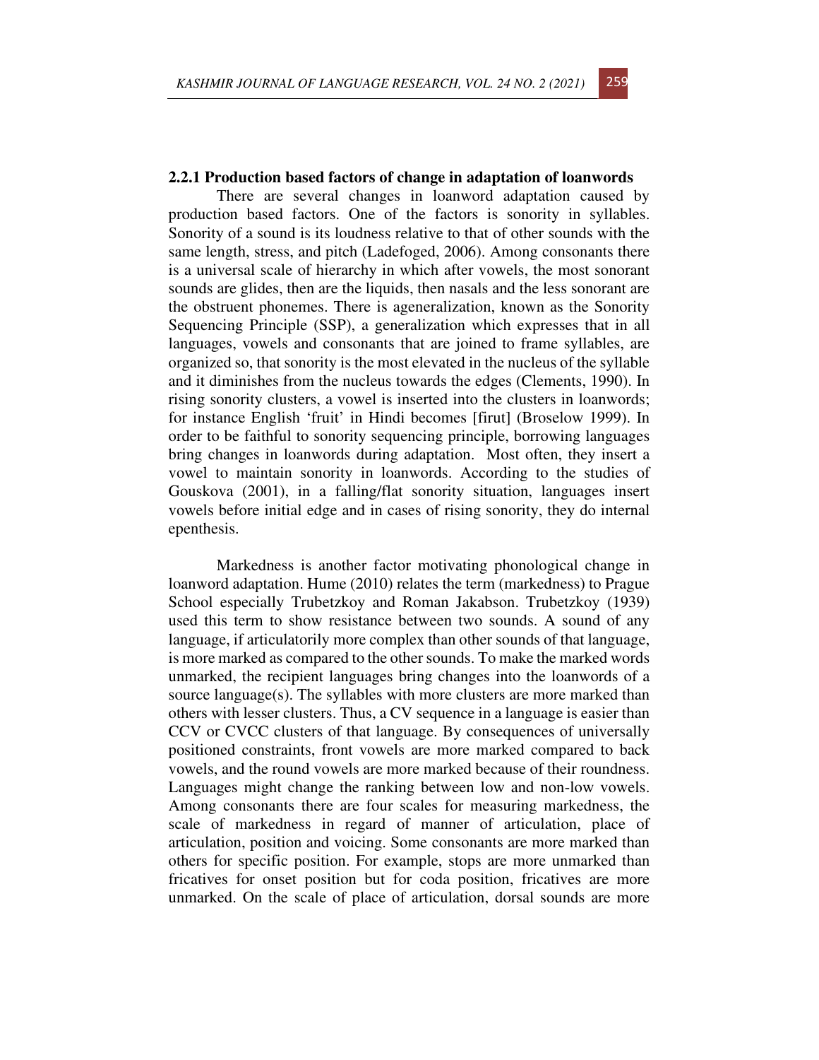### 2.2.1 Production based factors of change in adaptation of loanwords

There are several changes in loanword adaptation caused by production based factors. One of the factors is sonority in syllables. Sonority of a sound is its loudness relative to that of other sounds with the same length, stress, and pitch (Ladefoged, 2006). Among consonants there is a universal scale of hierarchy in which after vowels, the most sonorant sounds are glides, then are the liquids, then nasals and the less sonorant are the obstruent phonemes. There is ageneralization, known as the Sonority Sequencing Principle (SSP), a generalization which expresses that in all languages, vowels and consonants that are joined to frame syllables, are organized so, that sonority is the most elevated in the nucleus of the syllable and it diminishes from the nucleus towards the edges (Clements, 1990). In rising sonority clusters, a vowel is inserted into the clusters in loanwords; for instance English 'fruit' in Hindi becomes [firut] (Broselow 1999). In order to be faithful to sonority sequencing principle, borrowing languages bring changes in loanwords during adaptation. Most often, they insert a vowel to maintain sonority in loanwords. According to the studies of Gouskova (2001), in a falling/flat sonority situation, languages insert vowels before initial edge and in cases of rising sonority, they do internal epenthesis.

Markedness is another factor motivating phonological change in loanword adaptation. Hume (2010) relates the term (markedness) to Prague School especially Trubetzkoy and Roman Jakabson. Trubetzkoy (1939) used this term to show resistance between two sounds. A sound of any language, if articulatorily more complex than other sounds of that language, is more marked as compared to the other sounds. To make the marked words unmarked, the recipient languages bring changes into the loanwords of a source language(s). The syllables with more clusters are more marked than others with lesser clusters. Thus, a CV sequence in a language is easier than CCV or CVCC clusters of that language. By consequences of universally positioned constraints, front vowels are more marked compared to back vowels, and the round vowels are more marked because of their roundness. Languages might change the ranking between low and non-low vowels. Among consonants there are four scales for measuring markedness, the scale of markedness in regard of manner of articulation, place of articulation, position and voicing. Some consonants are more marked than others for specific position. For example, stops are more unmarked than fricatives for onset position but for coda position, fricatives are more unmarked. On the scale of place of articulation, dorsal sounds are more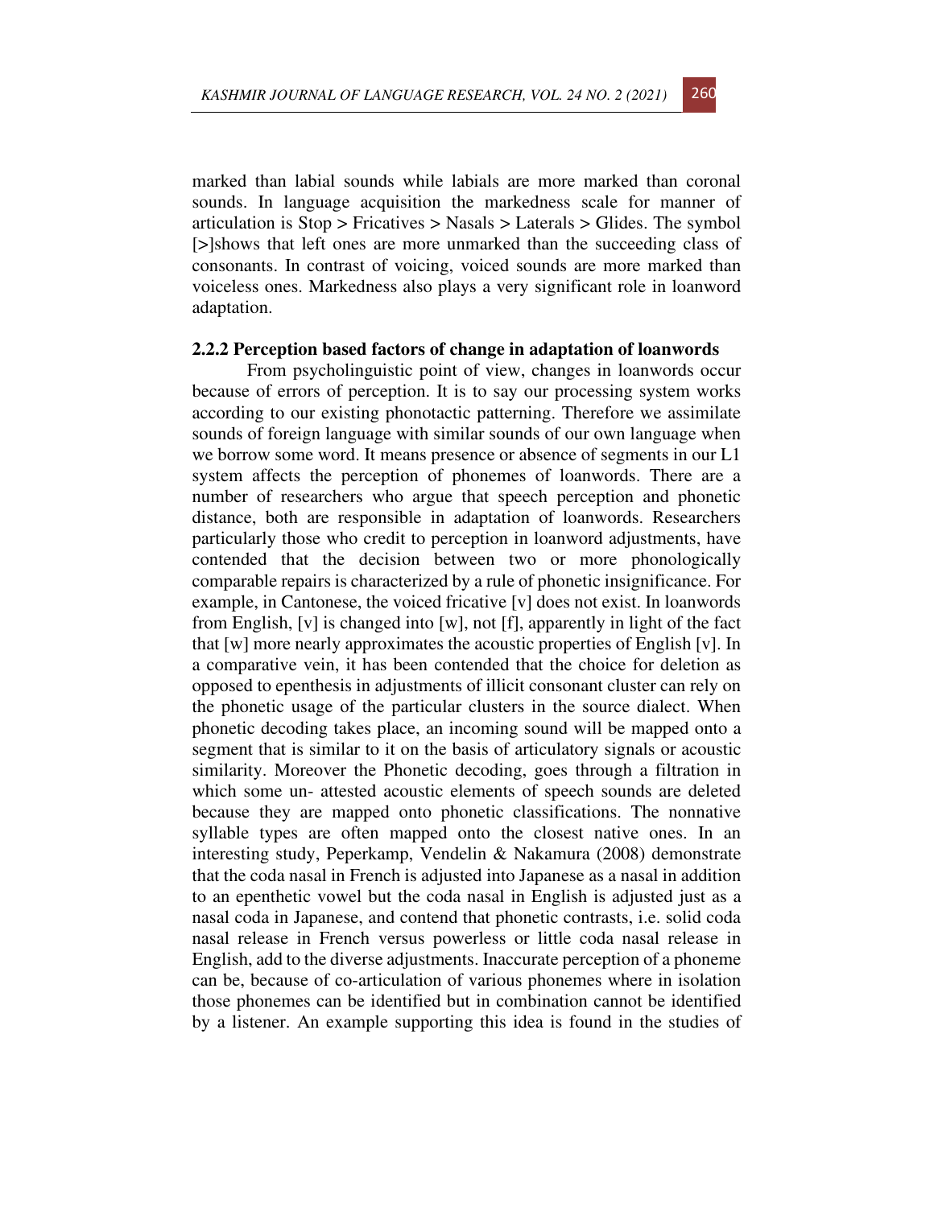marked than labial sounds while labials are more marked than coronal sounds. In language acquisition the markedness scale for manner of articulation is Stop > Fricatives > Nasals > Laterals > Glides. The symbol [>]shows that left ones are more unmarked than the succeeding class of consonants. In contrast of voicing, voiced sounds are more marked than voiceless ones. Markedness also plays a very significant role in loanword adaptation.

### 2.2.2 Perception based factors of change in adaptation of loanwords

From psycholinguistic point of view, changes in loanwords occur because of errors of perception. It is to say our processing system works according to our existing phonotactic patterning. Therefore we assimilate sounds of foreign language with similar sounds of our own language when we borrow some word. It means presence or absence of segments in our L1 system affects the perception of phonemes of loanwords. There are a number of researchers who argue that speech perception and phonetic distance, both are responsible in adaptation of loanwords. Researchers particularly those who credit to perception in loanword adjustments, have contended that the decision between two or more phonologically comparable repairs is characterized by a rule of phonetic insignificance. For example, in Cantonese, the voiced fricative [v] does not exist. In loanwords from English, [v] is changed into [w], not [f], apparently in light of the fact that [w] more nearly approximates the acoustic properties of English [v]. In a comparative vein, it has been contended that the choice for deletion as opposed to epenthesis in adjustments of illicit consonant cluster can rely on the phonetic usage of the particular clusters in the source dialect. When phonetic decoding takes place, an incoming sound will be mapped onto a segment that is similar to it on the basis of articulatory signals or acoustic similarity. Moreover the Phonetic decoding, goes through a filtration in which some un- attested acoustic elements of speech sounds are deleted because they are mapped onto phonetic classifications. The nonnative syllable types are often mapped onto the closest native ones. In an interesting study, Peperkamp, Vendelin & Nakamura (2008) demonstrate that the coda nasal in French is adjusted into Japanese as a nasal in addition to an epenthetic vowel but the coda nasal in English is adjusted just as a nasal coda in Japanese, and contend that phonetic contrasts, i.e. solid coda nasal release in French versus powerless or little coda nasal release in English, add to the diverse adjustments. Inaccurate perception of a phoneme can be, because of co-articulation of various phonemes where in isolation those phonemes can be identified but in combination cannot be identified by a listener. An example supporting this idea is found in the studies of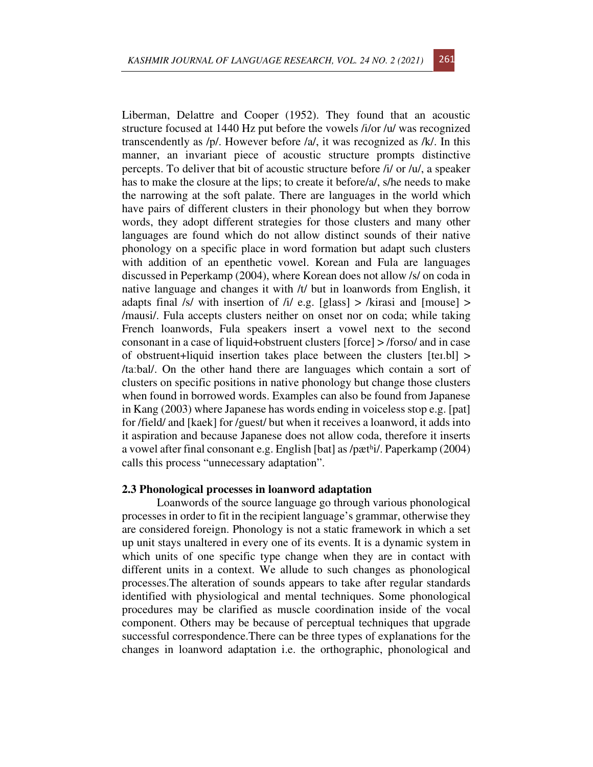Liberman, Delattre and Cooper (1952). They found that an acoustic structure focused at 1440 Hz put before the vowels /i/or /u/ was recognized transcendently as /p/. However before /a/, it was recognized as /k/. In this manner, an invariant piece of acoustic structure prompts distinctive percepts. To deliver that bit of acoustic structure before /i/ or /u/, a speaker has to make the closure at the lips; to create it before/a/, s/he needs to make the narrowing at the soft palate. There are languages in the world which have pairs of different clusters in their phonology but when they borrow words, they adopt different strategies for those clusters and many other languages are found which do not allow distinct sounds of their native phonology on a specific place in word formation but adapt such clusters with addition of an epenthetic vowel. Korean and Fula are languages discussed in Peperkamp (2004), where Korean does not allow /s/ on coda in native language and changes it with /t/ but in loanwords from English, it adapts final /s/ with insertion of /i/ e.g. [glass] > /kirasi and [mouse] > /mausi/. Fula accepts clusters neither on onset nor on coda; while taking French loanwords, Fula speakers insert a vowel next to the second consonant in a case of liquid+obstruent clusters [force] > /forso/ and in case of obstruent+liquid insertion takes place between the clusters [teɪ.bl] > /taːbal/. On the other hand there are languages which contain a sort of clusters on specific positions in native phonology but change those clusters when found in borrowed words. Examples can also be found from Japanese in Kang (2003) where Japanese has words ending in voiceless stop e.g. [pat] for /field/ and [kaek] for /guest/ but when it receives a loanword, it adds into it aspiration and because Japanese does not allow coda, therefore it inserts a vowel after final consonant e.g. English [bat] as /pætʰi/. Paperkamp (2004) calls this process "unnecessary adaptation".

## 2.3 Phonological processes in loanword adaptation

Loanwords of the source language go through various phonological processes in order to fit in the recipient language's grammar, otherwise they are considered foreign. Phonology is not a static framework in which a set up unit stays unaltered in every one of its events. It is a dynamic system in which units of one specific type change when they are in contact with different units in a context. We allude to such changes as phonological processes.The alteration of sounds appears to take after regular standards identified with physiological and mental techniques. Some phonological procedures may be clarified as muscle coordination inside of the vocal component. Others may be because of perceptual techniques that upgrade successful correspondence.There can be three types of explanations for the changes in loanword adaptation i.e. the orthographic, phonological and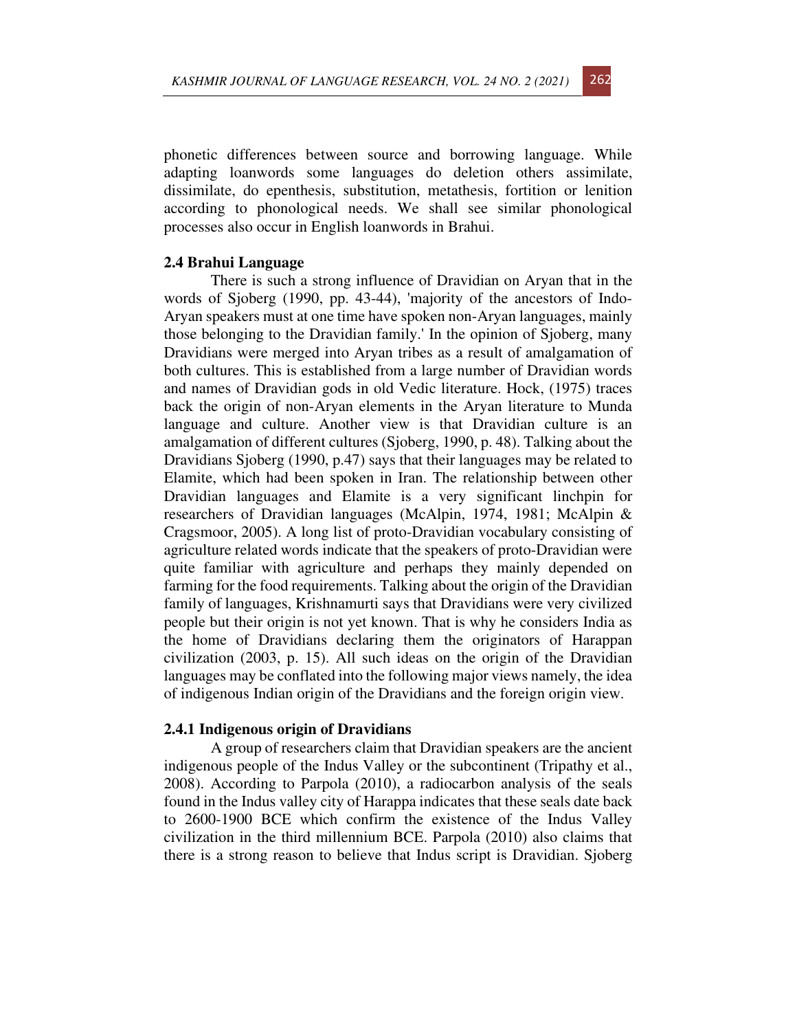phonetic differences between source and borrowing language. While adapting loanwords some languages do deletion others assimilate, dissimilate, do epenthesis, substitution, metathesis, fortition or lenition according to phonological needs. We shall see similar phonological processes also occur in English loanwords in Brahui.

### 2.4 Brahui Language

There is such a strong influence of Dravidian on Aryan that in the words of Sjoberg (1990, pp. 43-44), 'majority of the ancestors of Indo-Aryan speakers must at one time have spoken non-Aryan languages, mainly those belonging to the Dravidian family.' In the opinion of Sjoberg, many Dravidians were merged into Aryan tribes as a result of amalgamation of both cultures. This is established from a large number of Dravidian words and names of Dravidian gods in old Vedic literature. Hock, (1975) traces back the origin of non-Aryan elements in the Aryan literature to Munda language and culture. Another view is that Dravidian culture is an amalgamation of different cultures (Sjoberg, 1990, p. 48). Talking about the Dravidians Sjoberg (1990, p.47) says that their languages may be related to Elamite, which had been spoken in Iran. The relationship between other Dravidian languages and Elamite is a very significant linchpin for researchers of Dravidian languages (McAlpin, 1974, 1981; McAlpin & Cragsmoor, 2005). A long list of proto-Dravidian vocabulary consisting of agriculture related words indicate that the speakers of proto-Dravidian were quite familiar with agriculture and perhaps they mainly depended on farming for the food requirements. Talking about the origin of the Dravidian family of languages, Krishnamurti says that Dravidians were very civilized people but their origin is not yet known. That is why he considers India as the home of Dravidians declaring them the originators of Harappan civilization (2003, p. 15). All such ideas on the origin of the Dravidian languages may be conflated into the following major views namely, the idea of indigenous Indian origin of the Dravidians and the foreign origin view.

#### 2.4.1 Indigenous origin of Dravidians

A group of researchers claim that Dravidian speakers are the ancient indigenous people of the Indus Valley or the subcontinent (Tripathy et al., 2008). According to Parpola (2010), a radiocarbon analysis of the seals found in the Indus valley city of Harappa indicates that these seals date back to 2600-1900 BCE which confirm the existence of the Indus Valley civilization in the third millennium BCE. Parpola (2010) also claims that there is a strong reason to believe that Indus script is Dravidian. Sjoberg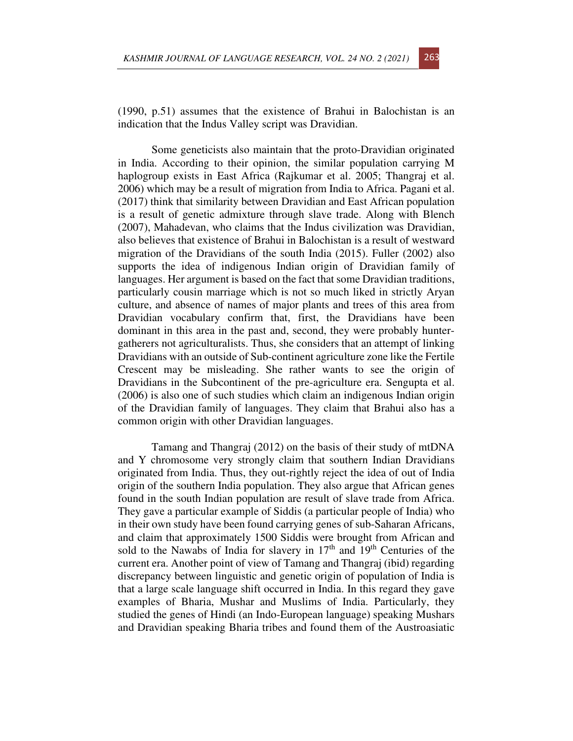(1990, p.51) assumes that the existence of Brahui in Balochistan is an indication that the Indus Valley script was Dravidian.

Some geneticists also maintain that the proto-Dravidian originated in India. According to their opinion, the similar population carrying M haplogroup exists in East Africa (Rajkumar et al. 2005; Thangraj et al. 2006) which may be a result of migration from India to Africa. Pagani et al. (2017) think that similarity between Dravidian and East African population is a result of genetic admixture through slave trade. Along with Blench (2007), Mahadevan, who claims that the Indus civilization was Dravidian, also believes that existence of Brahui in Balochistan is a result of westward migration of the Dravidians of the south India (2015). Fuller (2002) also supports the idea of indigenous Indian origin of Dravidian family of languages. Her argument is based on the fact that some Dravidian traditions, particularly cousin marriage which is not so much liked in strictly Aryan culture, and absence of names of major plants and trees of this area from Dravidian vocabulary confirm that, first, the Dravidians have been dominant in this area in the past and, second, they were probably hunter-gatherers not agriculturalists. Thus, she considers that an attempt of linking Dravidians with an outside of Sub-continent agriculture zone like the Fertile Crescent may be misleading. She rather wants to see the origin of Dravidians in the Subcontinent of the pre-agriculture era. Sengupta et al. (2006) is also one of such studies which claim an indigenous Indian origin of the Dravidian family of languages. They claim that Brahui also has a common origin with other Dravidian languages.

Tamang and Thangraj (2012) on the basis of their study of mtDNA and Y chromosome very strongly claim that southern Indian Dravidians originated from India. Thus, they out-rightly reject the idea of out of India origin of the southern India population. They also argue that African genes found in the south Indian population are result of slave trade from Africa. They gave a particular example of Siddis (a particular people of India) who in their own study have been found carrying genes of sub-Saharan Africans, and claim that approximately 1500 Siddis were brought from African and sold to the Nawabs of India for slavery in 17th and 19th Centuries of the current era. Another point of view of Tamang and Thangraj (ibid) regarding discrepancy between linguistic and genetic origin of population of India is that a large scale language shift occurred in India. In this regard they gave examples of Bharia, Mushar and Muslims of India. Particularly, they studied the genes of Hindi (an Indo-European language) speaking Mushars and Dravidian speaking Bharia tribes and found them of the Austroasiatic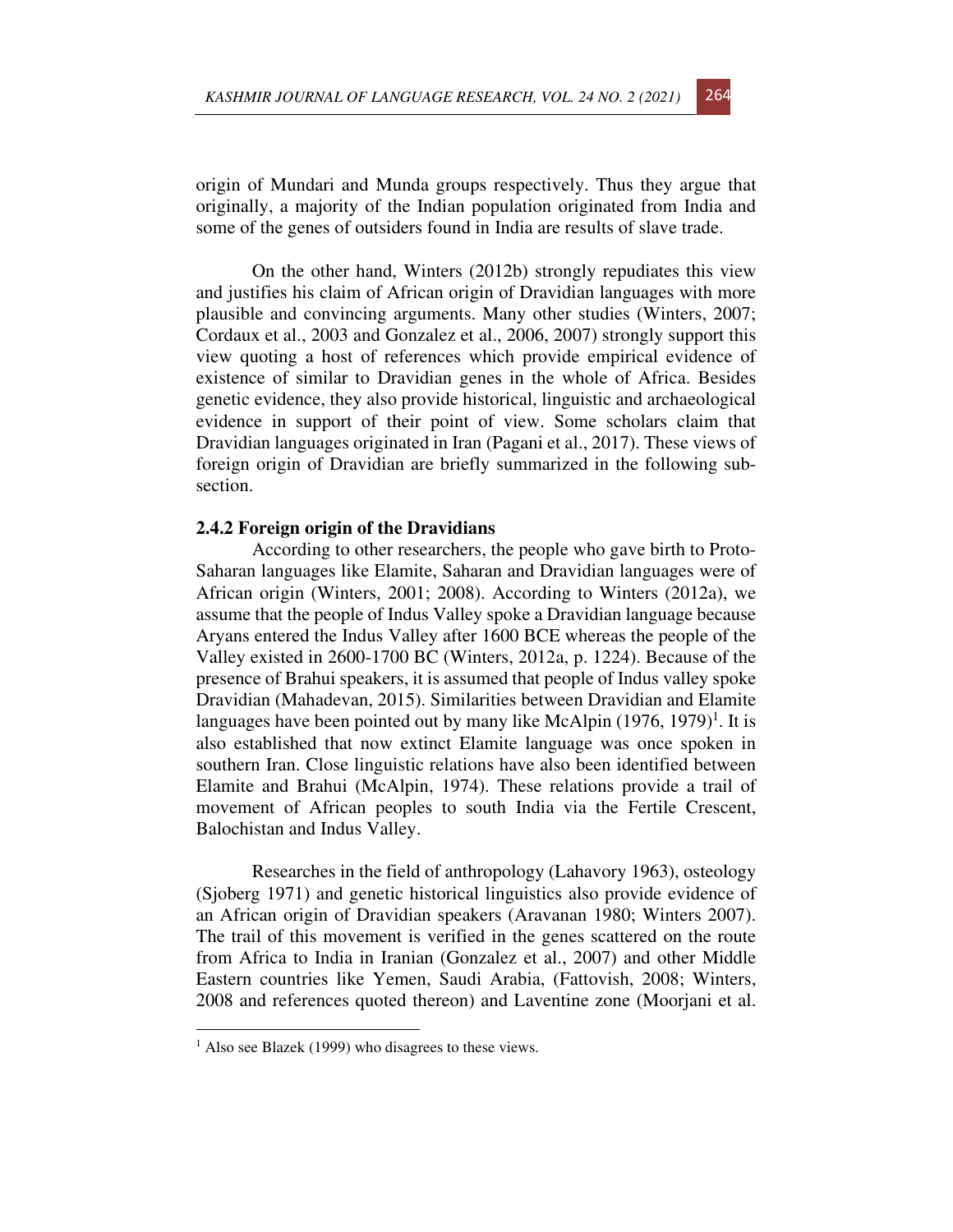origin of Mundari and Munda groups respectively. Thus they argue that originally, a majority of the Indian population originated from India and some of the genes of outsiders found in India are results of slave trade.

On the other hand, Winters (2012b) strongly repudiates this view and justifies his claim of African origin of Dravidian languages with more plausible and convincing arguments. Many other studies (Winters, 2007; Cordaux et al., 2003 and Gonzalez et al., 2006, 2007) strongly support this view quoting a host of references which provide empirical evidence of existence of similar to Dravidian genes in the whole of Africa. Besides genetic evidence, they also provide historical, linguistic and archaeological evidence in support of their point of view. Some scholars claim that Dravidian languages originated in Iran (Pagani et al., 2017). These views of foreign origin of Dravidian are briefly summarized in the following sub-section.

### 2.4.2 Foreign origin of the Dravidians

According to other researchers, the people who gave birth to Proto-Saharan languages like Elamite, Saharan and Dravidian languages were of African origin (Winters, 2001; 2008). According to Winters (2012a), we assume that the people of Indus Valley spoke a Dravidian language because Aryans entered the Indus Valley after 1600 BCE whereas the people of the Valley existed in 2600-1700 BC (Winters, 2012a, p. 1224). Because of the presence of Brahui speakers, it is assumed that people of Indus valley spoke Dravidian (Mahadevan, 2015). Similarities between Dravidian and Elamite languages have been pointed out by many like McAlpin (1976, 1979)[1]. It is also established that now extinct Elamite language was once spoken in southern Iran. Close linguistic relations have also been identified between Elamite and Brahui (McAlpin, 1974). These relations provide a trail of movement of African peoples to south India via the Fertile Crescent, Balochistan and Indus Valley.

Researches in the field of anthropology (Lahavory 1963), osteology (Sjoberg 1971) and genetic historical linguistics also provide evidence of an African origin of Dravidian speakers (Aravanan 1980; Winters 2007). The trail of this movement is verified in the genes scattered on the route from Africa to India in Iranian (Gonzalez et al., 2007) and other Middle Eastern countries like Yemen, Saudi Arabia, (Fattovish, 2008; Winters, 2008 and references quoted thereon) and Laventine zone (Moorjani et al.

[1] Also see Blazek (1999) who disagrees to these views.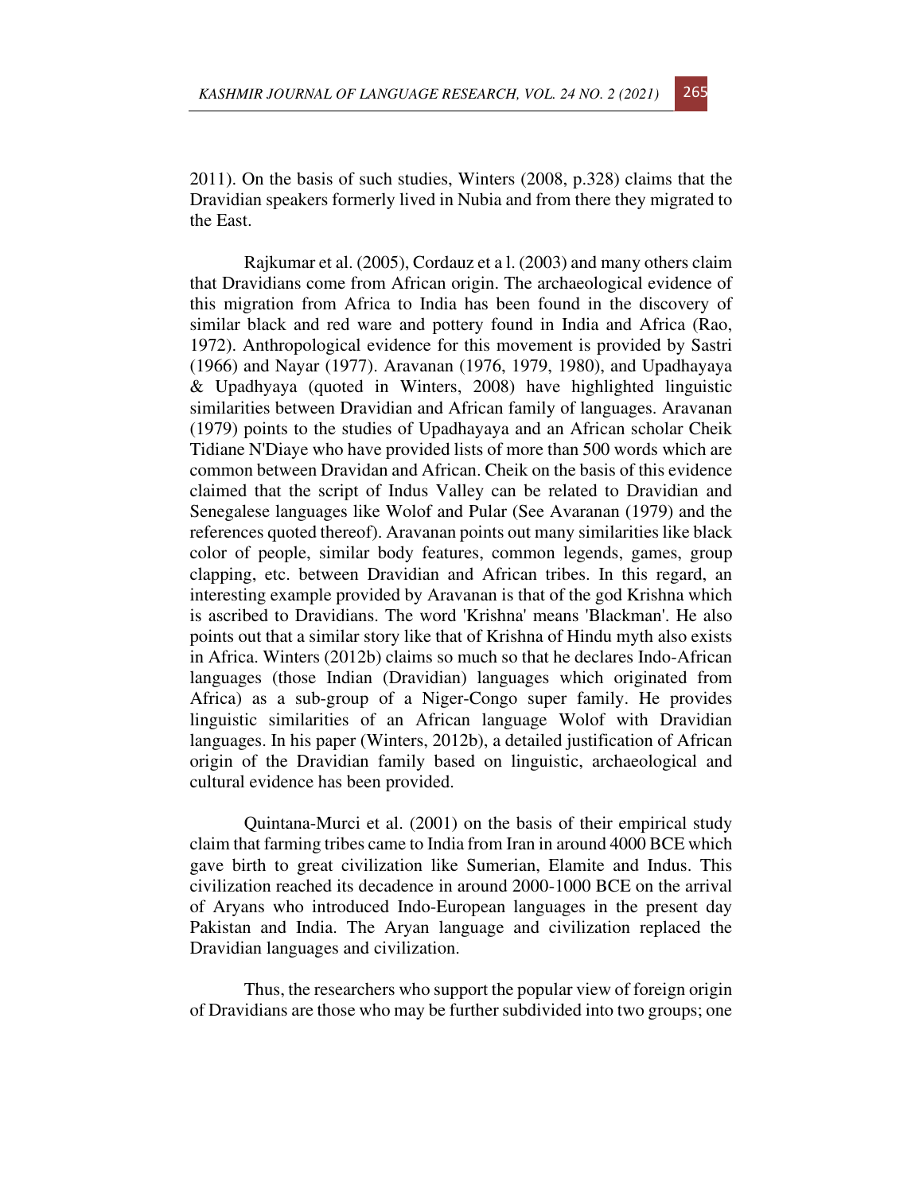2011). On the basis of such studies, Winters (2008, p.328) claims that the Dravidian speakers formerly lived in Nubia and from there they migrated to the East.

Rajkumar et al. (2005), Cordauz et a l. (2003) and many others claim that Dravidians come from African origin. The archaeological evidence of this migration from Africa to India has been found in the discovery of similar black and red ware and pottery found in India and Africa (Rao, 1972). Anthropological evidence for this movement is provided by Sastri (1966) and Nayar (1977). Aravanan (1976, 1979, 1980), and Upadhayaya & Upadhyaya (quoted in Winters, 2008) have highlighted linguistic similarities between Dravidian and African family of languages. Aravanan (1979) points to the studies of Upadhayaya and an African scholar Cheik Tidiane N'Diaye who have provided lists of more than 500 words which are common between Dravidan and African. Cheik on the basis of this evidence claimed that the script of Indus Valley can be related to Dravidian and Senegalese languages like Wolof and Pular (See Avaranan (1979) and the references quoted thereof). Aravanan points out many similarities like black color of people, similar body features, common legends, games, group clapping, etc. between Dravidian and African tribes. In this regard, an interesting example provided by Aravanan is that of the god Krishna which is ascribed to Dravidians. The word 'Krishna' means 'Blackman'. He also points out that a similar story like that of Krishna of Hindu myth also exists in Africa. Winters (2012b) claims so much so that he declares Indo-African languages (those Indian (Dravidian) languages which originated from Africa) as a sub-group of a Niger-Congo super family. He provides linguistic similarities of an African language Wolof with Dravidian languages. In his paper (Winters, 2012b), a detailed justification of African origin of the Dravidian family based on linguistic, archaeological and cultural evidence has been provided.

Quintana-Murci et al. (2001) on the basis of their empirical study claim that farming tribes came to India from Iran in around 4000 BCE which gave birth to great civilization like Sumerian, Elamite and Indus. This civilization reached its decadence in around 2000-1000 BCE on the arrival of Aryans who introduced Indo-European languages in the present day Pakistan and India. The Aryan language and civilization replaced the Dravidian languages and civilization.

Thus, the researchers who support the popular view of foreign origin of Dravidians are those who may be further subdivided into two groups; one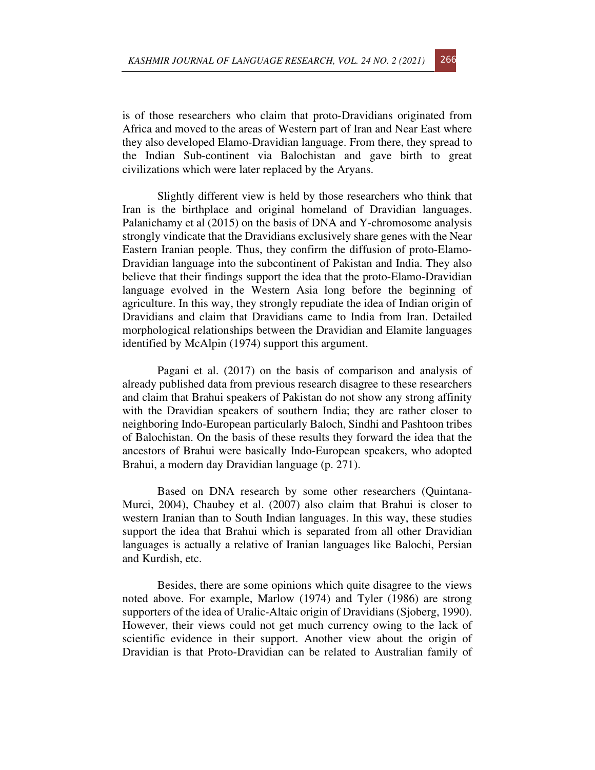is of those researchers who claim that proto-Dravidians originated from Africa and moved to the areas of Western part of Iran and Near East where they also developed Elamo-Dravidian language. From there, they spread to the Indian Sub-continent via Balochistan and gave birth to great civilizations which were later replaced by the Aryans.

Slightly different view is held by those researchers who think that Iran is the birthplace and original homeland of Dravidian languages. Palanichamy et al (2015) on the basis of DNA and Y-chromosome analysis strongly vindicate that the Dravidians exclusively share genes with the Near Eastern Iranian people. Thus, they confirm the diffusion of proto-Elamo-Dravidian language into the subcontinent of Pakistan and India. They also believe that their findings support the idea that the proto-Elamo-Dravidian language evolved in the Western Asia long before the beginning of agriculture. In this way, they strongly repudiate the idea of Indian origin of Dravidians and claim that Dravidians came to India from Iran. Detailed morphological relationships between the Dravidian and Elamite languages identified by McAlpin (1974) support this argument.

Pagani et al. (2017) on the basis of comparison and analysis of already published data from previous research disagree to these researchers and claim that Brahui speakers of Pakistan do not show any strong affinity with the Dravidian speakers of southern India; they are rather closer to neighboring Indo-European particularly Baloch, Sindhi and Pashtoon tribes of Balochistan. On the basis of these results they forward the idea that the ancestors of Brahui were basically Indo-European speakers, who adopted Brahui, a modern day Dravidian language (p. 271).

Based on DNA research by some other researchers (Quintana-Murci, 2004), Chaubey et al. (2007) also claim that Brahui is closer to western Iranian than to South Indian languages. In this way, these studies support the idea that Brahui which is separated from all other Dravidian languages is actually a relative of Iranian languages like Balochi, Persian and Kurdish, etc.

Besides, there are some opinions which quite disagree to the views noted above. For example, Marlow (1974) and Tyler (1986) are strong supporters of the idea of Uralic-Altaic origin of Dravidians (Sjoberg, 1990). However, their views could not get much currency owing to the lack of scientific evidence in their support. Another view about the origin of Dravidian is that Proto-Dravidian can be related to Australian family of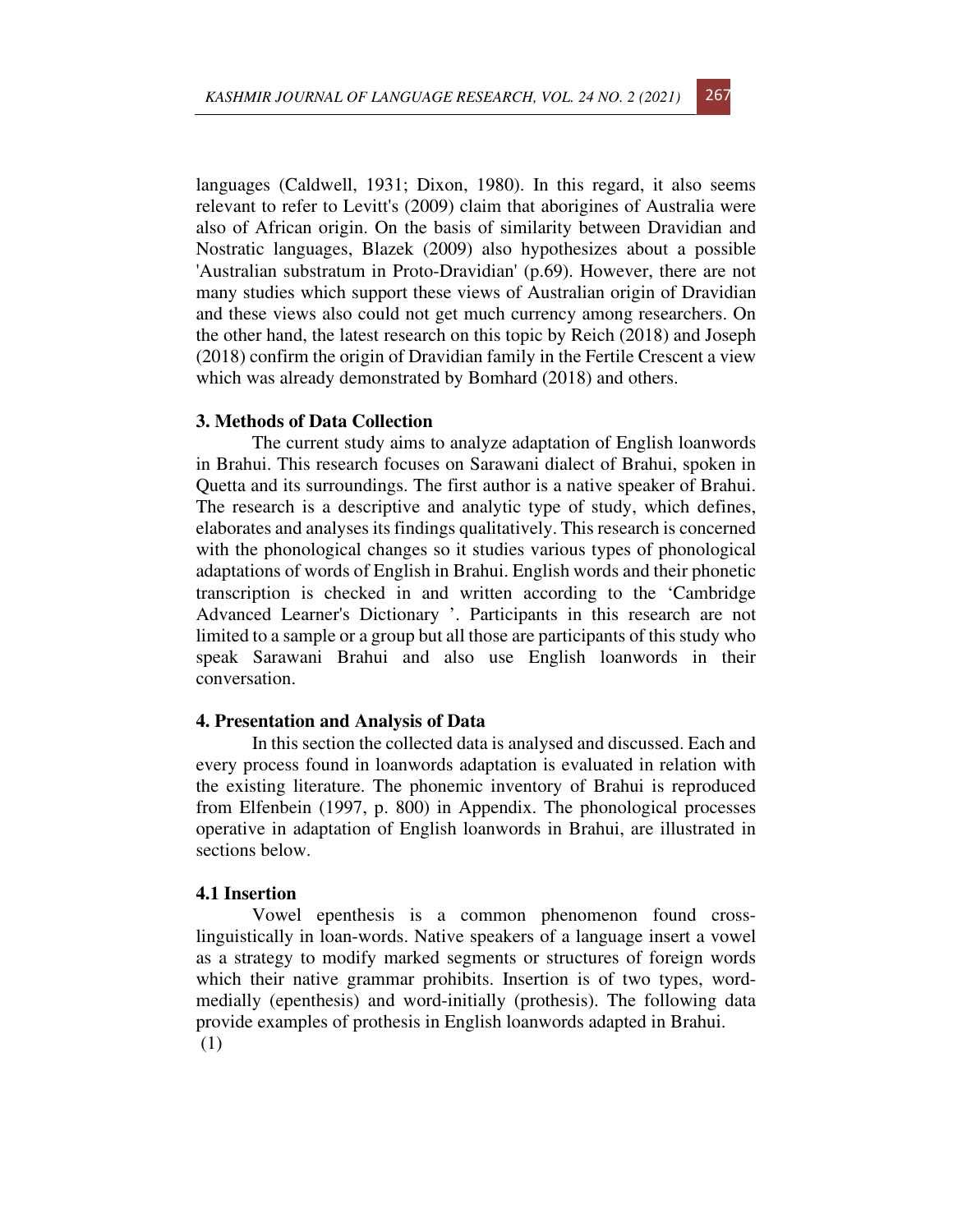languages (Caldwell, 1931; Dixon, 1980). In this regard, it also seems relevant to refer to Levitt's (2009) claim that aborigines of Australia were also of African origin. On the basis of similarity between Dravidian and Nostratic languages, Blazek (2009) also hypothesizes about a possible 'Australian substratum in Proto-Dravidian' (p.69). However, there are not many studies which support these views of Australian origin of Dravidian and these views also could not get much currency among researchers. On the other hand, the latest research on this topic by Reich (2018) and Joseph (2018) confirm the origin of Dravidian family in the Fertile Crescent a view which was already demonstrated by Bomhard (2018) and others.

## 3. Methods of Data Collection

The current study aims to analyze adaptation of English loanwords in Brahui. This research focuses on Sarawani dialect of Brahui, spoken in Quetta and its surroundings. The first author is a native speaker of Brahui. The research is a descriptive and analytic type of study, which defines, elaborates and analyses its findings qualitatively. This research is concerned with the phonological changes so it studies various types of phonological adaptations of words of English in Brahui. English words and their phonetic transcription is checked in and written according to the 'Cambridge Advanced Learner's Dictionary '. Participants in this research are not limited to a sample or a group but all those are participants of this study who speak Sarawani Brahui and also use English loanwords in their conversation.

## 4. Presentation and Analysis of Data

In this section the collected data is analysed and discussed. Each and every process found in loanwords adaptation is evaluated in relation with the existing literature. The phonemic inventory of Brahui is reproduced from Elfenbein (1997, p. 800) in Appendix. The phonological processes operative in adaptation of English loanwords in Brahui, are illustrated in sections below.

### 4.1 Insertion

Vowel epenthesis is a common phenomenon found cross-linguistically in loan-words. Native speakers of a language insert a vowel as a strategy to modify marked segments or structures of foreign words which their native grammar prohibits. Insertion is of two types, word-medially (epenthesis) and word-initially (prothesis). The following data provide examples of prothesis in English loanwords adapted in Brahui.

(1)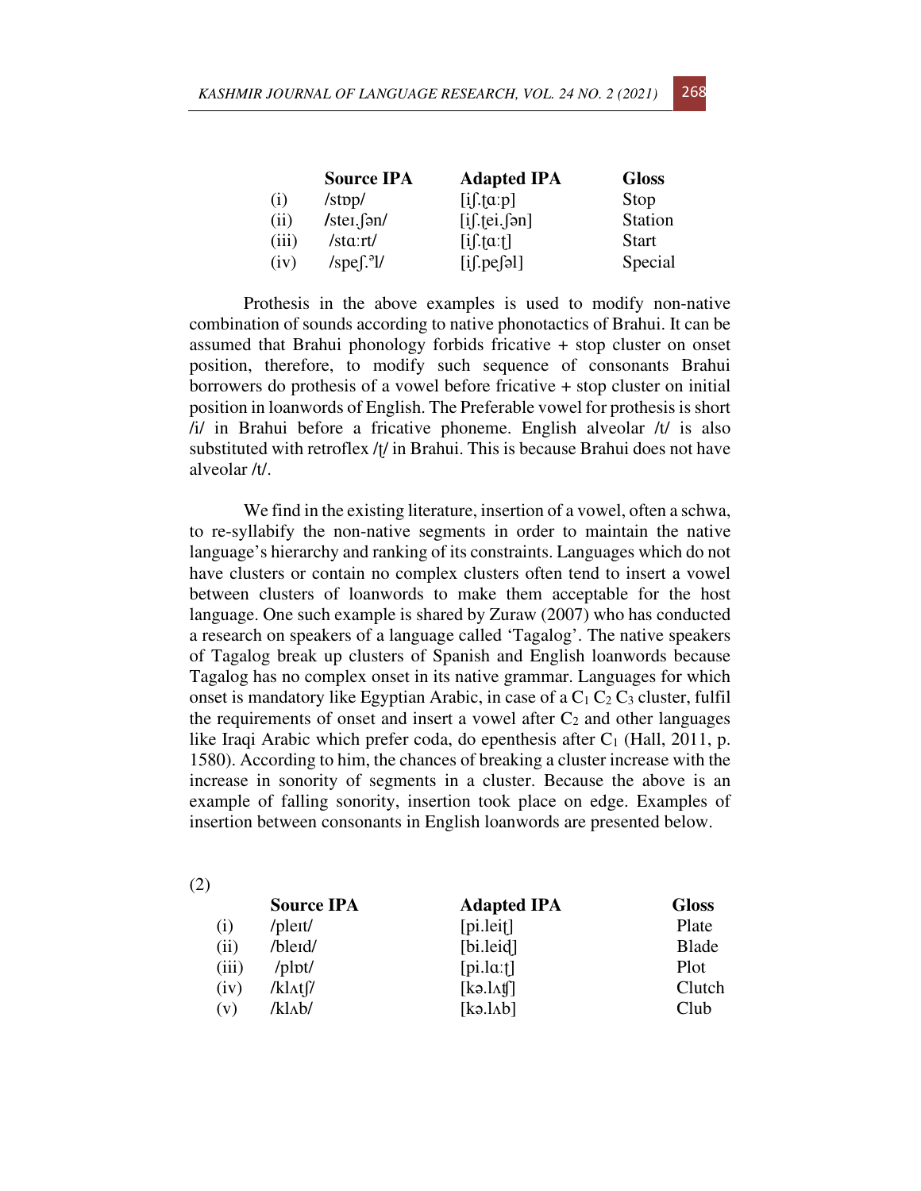| | Source IPA | Adapted IPA | Gloss |
|---|---|---|---|
| (i) | /stɒp/ | [iʃ.ʈɑːp] | Stop |
| (ii) | /steɪ.ʃən/ | [iʃ.ʈei.ʃən] | Station |
| (iii) | /stɑːrt/ | [iʃ.ʈɑːʈ] | Start |
| (iv) | /speʃ.ᵊl/ | [iʃ.peʃəl] | Special |

Prothesis in the above examples is used to modify non-native combination of sounds according to native phonotactics of Brahui. It can be assumed that Brahui phonology forbids fricative + stop cluster on onset position, therefore, to modify such sequence of consonants Brahui borrowers do prothesis of a vowel before fricative + stop cluster on initial position in loanwords of English. The Preferable vowel for prothesis is short /i/ in Brahui before a fricative phoneme. English alveolar /t/ is also substituted with retroflex /ʈ/ in Brahui. This is because Brahui does not have alveolar /t/.

We find in the existing literature, insertion of a vowel, often a schwa, to re-syllabify the non-native segments in order to maintain the native language's hierarchy and ranking of its constraints. Languages which do not have clusters or contain no complex clusters often tend to insert a vowel between clusters of loanwords to make them acceptable for the host language. One such example is shared by Zuraw (2007) who has conducted a research on speakers of a language called 'Tagalog'. The native speakers of Tagalog break up clusters of Spanish and English loanwords because Tagalog has no complex onset in its native grammar. Languages for which onset is mandatory like Egyptian Arabic, in case of a $C_1$ $C_2$ $C_3$ cluster, fulfil the requirements of onset and insert a vowel after $C_2$ and other languages like Iraqi Arabic which prefer coda, do epenthesis after $C_1$ (Hall, 2011, p. 1580). According to him, the chances of breaking a cluster increase with the increase in sonority of segments in a cluster. Because the above is an example of falling sonority, insertion took place on edge. Examples of insertion between consonants in English loanwords are presented below.

(2)

| | Source IPA | Adapted IPA | Gloss |
|---|---|---|---|
| (i) | /pleɪt/ | [pi.leiʈ] | Plate |
| (ii) | /bleɪd/ | [bi.leiɖ] | Blade |
| (iii) | /plɒt/ | [pi.lɑːʈ] | Plot |
| (iv) | /klʌtʃ/ | [kə.lʌʧ] | Clutch |
| (v) | /klʌb/ | [kə.lʌb] | Club |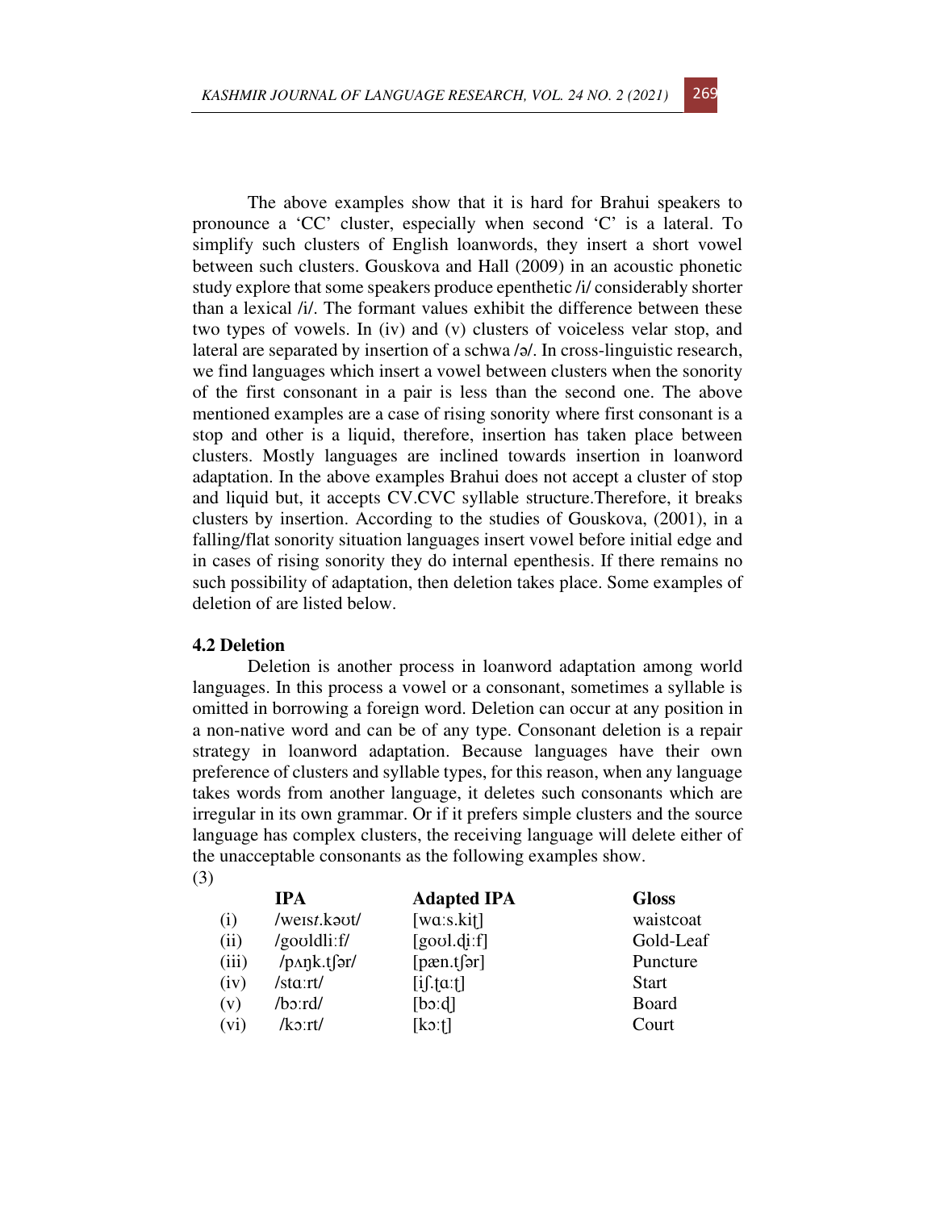The above examples show that it is hard for Brahui speakers to pronounce a 'CC' cluster, especially when second 'C' is a lateral. To simplify such clusters of English loanwords, they insert a short vowel between such clusters. Gouskova and Hall (2009) in an acoustic phonetic study explore that some speakers produce epenthetic /i/ considerably shorter than a lexical /i/. The formant values exhibit the difference between these two types of vowels. In (iv) and (v) clusters of voiceless velar stop, and lateral are separated by insertion of a schwa /ə/. In cross-linguistic research, we find languages which insert a vowel between clusters when the sonority of the first consonant in a pair is less than the second one. The above mentioned examples are a case of rising sonority where first consonant is a stop and other is a liquid, therefore, insertion has taken place between clusters. Mostly languages are inclined towards insertion in loanword adaptation. In the above examples Brahui does not accept a cluster of stop and liquid but, it accepts CV.CVC syllable structure.Therefore, it breaks clusters by insertion. According to the studies of Gouskova, (2001), in a falling/flat sonority situation languages insert vowel before initial edge and in cases of rising sonority they do internal epenthesis. If there remains no such possibility of adaptation, then deletion takes place. Some examples of deletion of are listed below.

### 4.2 Deletion

Deletion is another process in loanword adaptation among world languages. In this process a vowel or a consonant, sometimes a syllable is omitted in borrowing a foreign word. Deletion can occur at any position in a non-native word and can be of any type. Consonant deletion is a repair strategy in loanword adaptation. Because languages have their own preference of clusters and syllable types, for this reason, when any language takes words from another language, it deletes such consonants which are irregular in its own grammar. Or if it prefers simple clusters and the source language has complex clusters, the receiving language will delete either of the unacceptable consonants as the following examples show.

(3)

| | **IPA** | **Adapted IPA** | **Gloss** |
|---|---|---|---|
| (i) | /weɪs*t*.kəʊt/ | [wɑːs.kiʈ] | waistcoat |
| (ii) | /goʊldliːf/ | [goʊl.ɖiːf] | Gold-Leaf |
| (iii) | /pʌŋk.tʃər/ | [pæn.tʃər] | Puncture |
| (iv) | /stɑːrt/ | [iʃ.ʈɑːʈ] | Start |
| (v) | /bɔːrd/ | [bɔːɖ] | Board |
| (vi) | /kɔːrt/ | [kɔːʈ] | Court |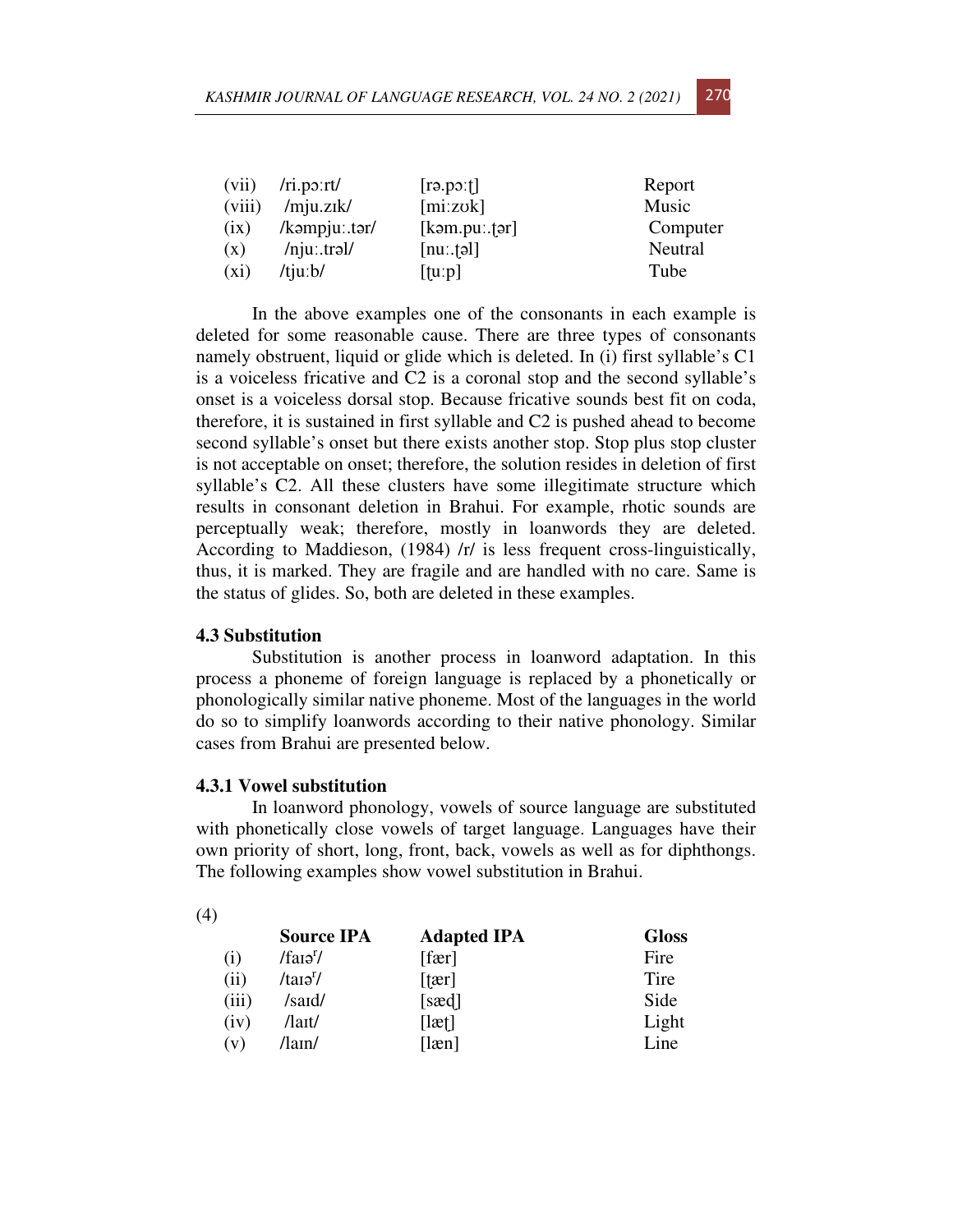| | | | |
|---|---|---|---|
| (vii) | /ri.pɔːrt/ | [rə.pɔːʈ] | Report |
| (viii) | /mju.zɪk/ | [miːzʊk] | Music |
| (ix) | /kəmpjuː.tər/ | [kəm.puː.ʈər] | Computer |
| (x) | /njuː.trəl/ | [nuː.ʈəl] | Neutral |
| (xi) | /tjuːb/ | [ʈuːp] | Tube |

In the above examples one of the consonants in each example is deleted for some reasonable cause. There are three types of consonants namely obstruent, liquid or glide which is deleted. In (i) first syllable's C1 is a voiceless fricative and C2 is a coronal stop and the second syllable's onset is a voiceless dorsal stop. Because fricative sounds best fit on coda, therefore, it is sustained in first syllable and C2 is pushed ahead to become second syllable's onset but there exists another stop. Stop plus stop cluster is not acceptable on onset; therefore, the solution resides in deletion of first syllable's C2. All these clusters have some illegitimate structure which results in consonant deletion in Brahui. For example, rhotic sounds are perceptually weak; therefore, mostly in loanwords they are deleted. According to Maddieson, (1984) /r/ is less frequent cross-linguistically, thus, it is marked. They are fragile and are handled with no care. Same is the status of glides. So, both are deleted in these examples.

### 4.3 Substitution

Substitution is another process in loanword adaptation. In this process a phoneme of foreign language is replaced by a phonetically or phonologically similar native phoneme. Most of the languages in the world do so to simplify loanwords according to their native phonology. Similar cases from Brahui are presented below.

#### 4.3.1 Vowel substitution

In loanword phonology, vowels of source language are substituted with phonetically close vowels of target language. Languages have their own priority of short, long, front, back, vowels as well as for diphthongs. The following examples show vowel substitution in Brahui.

(4)

| | **Source IPA** | **Adapted IPA** | **Gloss** |
|---|---|---|---|
| (i) | /faɪə$^{r}$/ | [fær] | Fire |
| (ii) | /taɪə$^{r}$/ | [ʈær] | Tire |
| (iii) | /saɪd/ | [sæɖ] | Side |
| (iv) | /laɪt/ | [læʈ] | Light |
| (v) | /laɪn/ | [læn] | Line |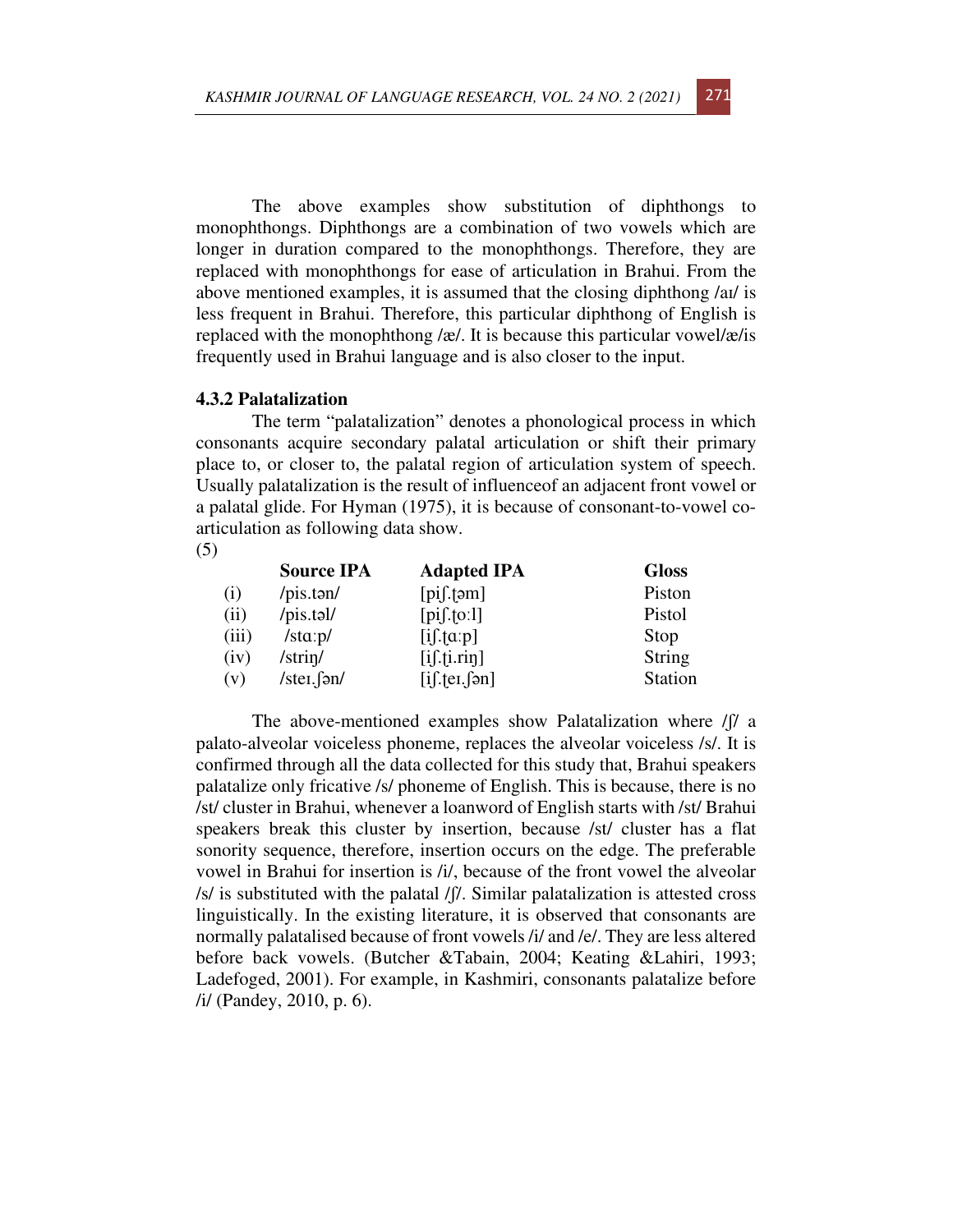The above examples show substitution of diphthongs to monophthongs. Diphthongs are a combination of two vowels which are longer in duration compared to the monophthongs. Therefore, they are replaced with monophthongs for ease of articulation in Brahui. From the above mentioned examples, it is assumed that the closing diphthong /aɪ/ is less frequent in Brahui. Therefore, this particular diphthong of English is replaced with the monophthong /æ/. It is because this particular vowel/æ/is frequently used in Brahui language and is also closer to the input.

### 4.3.2 Palatalization

The term "palatalization" denotes a phonological process in which consonants acquire secondary palatal articulation or shift their primary place to, or closer to, the palatal region of articulation system of speech. Usually palatalization is the result of influenceof an adjacent front vowel or a palatal glide. For Hyman (1975), it is because of consonant-to-vowel co-articulation as following data show.

(5)

| | Source IPA | Adapted IPA | Gloss |
|---|---|---|---|
| (i) | /pis.tən/ | [piʃ.ʈəm] | Piston |
| (ii) | /pis.təl/ | [piʃ.ʈoːl] | Pistol |
| (iii) | /stɑːp/ | [iʃ.ʈɑːp] | Stop |
| (iv) | /striŋ/ | [iʃ.ʈi.riŋ] | String |
| (v) | /steɪ.ʃən/ | [iʃ.ʈeɪ.ʃən] | Station |

The above-mentioned examples show Palatalization where /ʃ/ a palato-alveolar voiceless phoneme, replaces the alveolar voiceless /s/. It is confirmed through all the data collected for this study that, Brahui speakers palatalize only fricative /s/ phoneme of English. This is because, there is no /st/ cluster in Brahui, whenever a loanword of English starts with /st/ Brahui speakers break this cluster by insertion, because /st/ cluster has a flat sonority sequence, therefore, insertion occurs on the edge. The preferable vowel in Brahui for insertion is /i/, because of the front vowel the alveolar /s/ is substituted with the palatal /ʃ/. Similar palatalization is attested cross linguistically. In the existing literature, it is observed that consonants are normally palatalised because of front vowels /i/ and /e/. They are less altered before back vowels. (Butcher &Tabain, 2004; Keating &Lahiri, 1993; Ladefoged, 2001). For example, in Kashmiri, consonants palatalize before /i/ (Pandey, 2010, p. 6).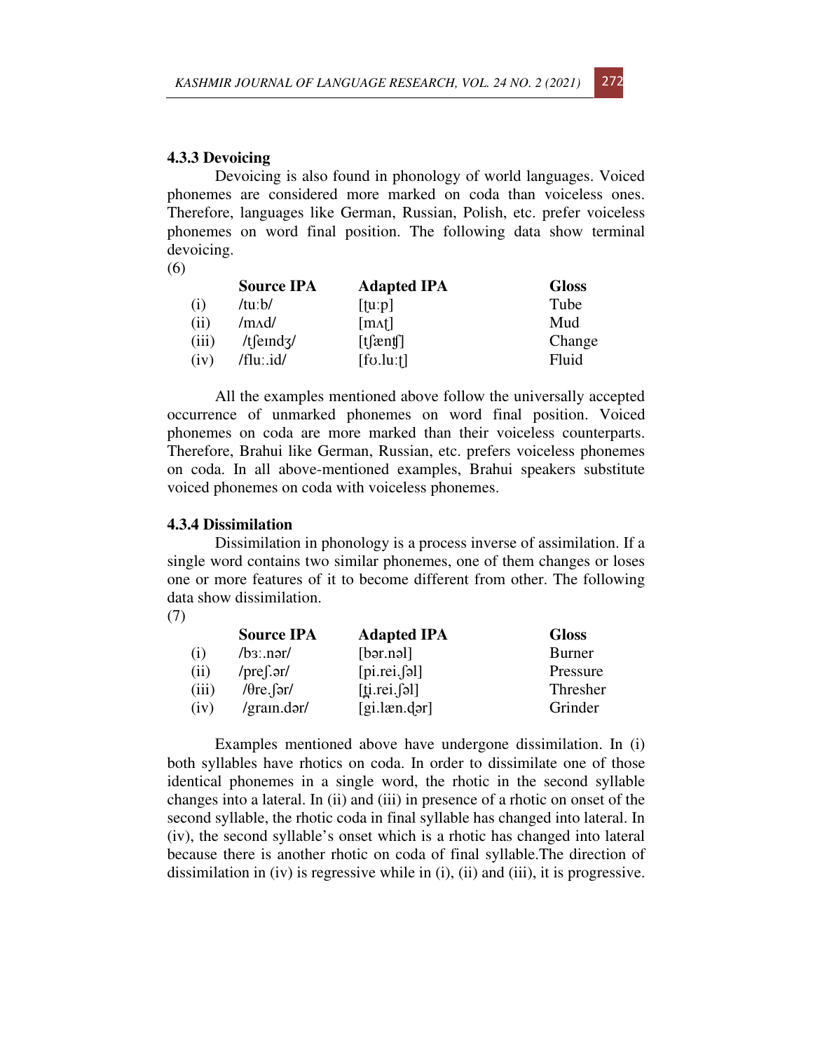### 4.3.3 Devoicing

Devoicing is also found in phonology of world languages. Voiced phonemes are considered more marked on coda than voiceless ones. Therefore, languages like German, Russian, Polish, etc. prefer voiceless phonemes on word final position. The following data show terminal devoicing.

(6)

| | Source IPA | Adapted IPA | Gloss |
|---|---|---|---|
| (i) | /tuːb/ | [t̪uːp] | Tube |
| (ii) | /mʌd/ | [mʌʈ] | Mud |
| (iii) | /tʃeɪndʒ/ | [tʃænʧ] | Change |
| (iv) | /fluː.id/ | [fʊ.luːʈ] | Fluid |

All the examples mentioned above follow the universally accepted occurrence of unmarked phonemes on word final position. Voiced phonemes on coda are more marked than their voiceless counterparts. Therefore, Brahui like German, Russian, etc. prefers voiceless phonemes on coda. In all above-mentioned examples, Brahui speakers substitute voiced phonemes on coda with voiceless phonemes.

### 4.3.4 Dissimilation

Dissimilation in phonology is a process inverse of assimilation. If a single word contains two similar phonemes, one of them changes or loses one or more features of it to become different from other. The following data show dissimilation.

(7)

| | Source IPA | Adapted IPA | Gloss |
|---|---|---|---|
| (i) | /bɜː.nər/ | [bər.nəl] | Burner |
| (ii) | /preʃ.ər/ | [pi.rei.ʃəl] | Pressure |
| (iii) | /θre.ʃər/ | [t̪i.rei.ʃəl] | Thresher |
| (iv) | /graɪn.dər/ | [gi.læn.ɖər] | Grinder |

Examples mentioned above have undergone dissimilation. In (i) both syllables have rhotics on coda. In order to dissimilate one of those identical phonemes in a single word, the rhotic in the second syllable changes into a lateral. In (ii) and (iii) in presence of a rhotic on onset of the second syllable, the rhotic coda in final syllable has changed into lateral. In (iv), the second syllable's onset which is a rhotic has changed into lateral because there is another rhotic on coda of final syllable.The direction of dissimilation in (iv) is regressive while in (i), (ii) and (iii), it is progressive.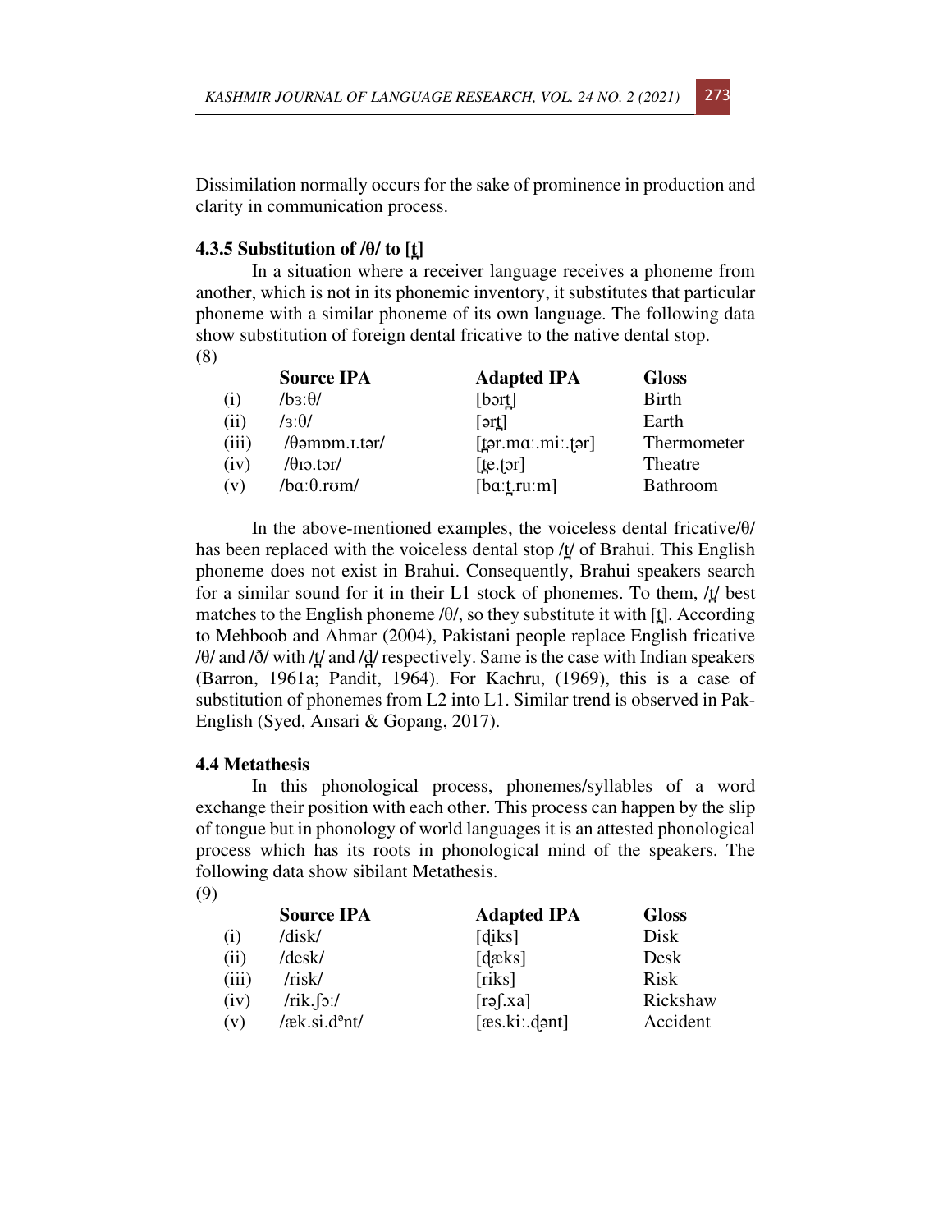Dissimilation normally occurs for the sake of prominence in production and clarity in communication process.

### 4.3.5 Substitution of /θ/ to [t̪]

In a situation where a receiver language receives a phoneme from another, which is not in its phonemic inventory, it substitutes that particular phoneme with a similar phoneme of its own language. The following data show substitution of foreign dental fricative to the native dental stop.

(8)

| | Source IPA | Adapted IPA | Gloss |
|---|---|---|---|
| (i) | /bɜːθ/ | [bərt̪] | Birth |
| (ii) | /ɜːθ/ | [ərt̪] | Earth |
| (iii) | /θəmɒm.ɪ.tər/ | [t̪ər.mɑː.miː.t̪ər] | Thermometer |
| (iv) | /θɪə.tər/ | [t̪e.t̪ər] | Theatre |
| (v) | /bɑːθ.rʊm/ | [bɑːt̪.ruːm] | Bathroom |

In the above-mentioned examples, the voiceless dental fricative/θ/ has been replaced with the voiceless dental stop /t̪/ of Brahui. This English phoneme does not exist in Brahui. Consequently, Brahui speakers search for a similar sound for it in their L1 stock of phonemes. To them, /t̪/ best matches to the English phoneme /θ/, so they substitute it with [t̪]. According to Mehboob and Ahmar (2004), Pakistani people replace English fricative /θ/ and /ð/ with /t̪/ and /d̪/ respectively. Same is the case with Indian speakers (Barron, 1961a; Pandit, 1964). For Kachru, (1969), this is a case of substitution of phonemes from L2 into L1. Similar trend is observed in Pak-English (Syed, Ansari & Gopang, 2017).

## 4.4 Metathesis

In this phonological process, phonemes/syllables of a word exchange their position with each other. This process can happen by the slip of tongue but in phonology of world languages it is an attested phonological process which has its roots in phonological mind of the speakers. The following data show sibilant Metathesis.

(9)

| | Source IPA | Adapted IPA | Gloss |
|---|---|---|---|
| (i) | /disk/ | [d̪iks] | Disk |
| (ii) | /desk/ | [d̪æks] | Desk |
| (iii) | /risk/ | [riks] | Risk |
| (iv) | /rik.ʃɔː/ | [rəʃ.xa] | Rickshaw |
| (v) | /æk.si.dᵊnt/ | [æs.kiː.d̪ənt] | Accident |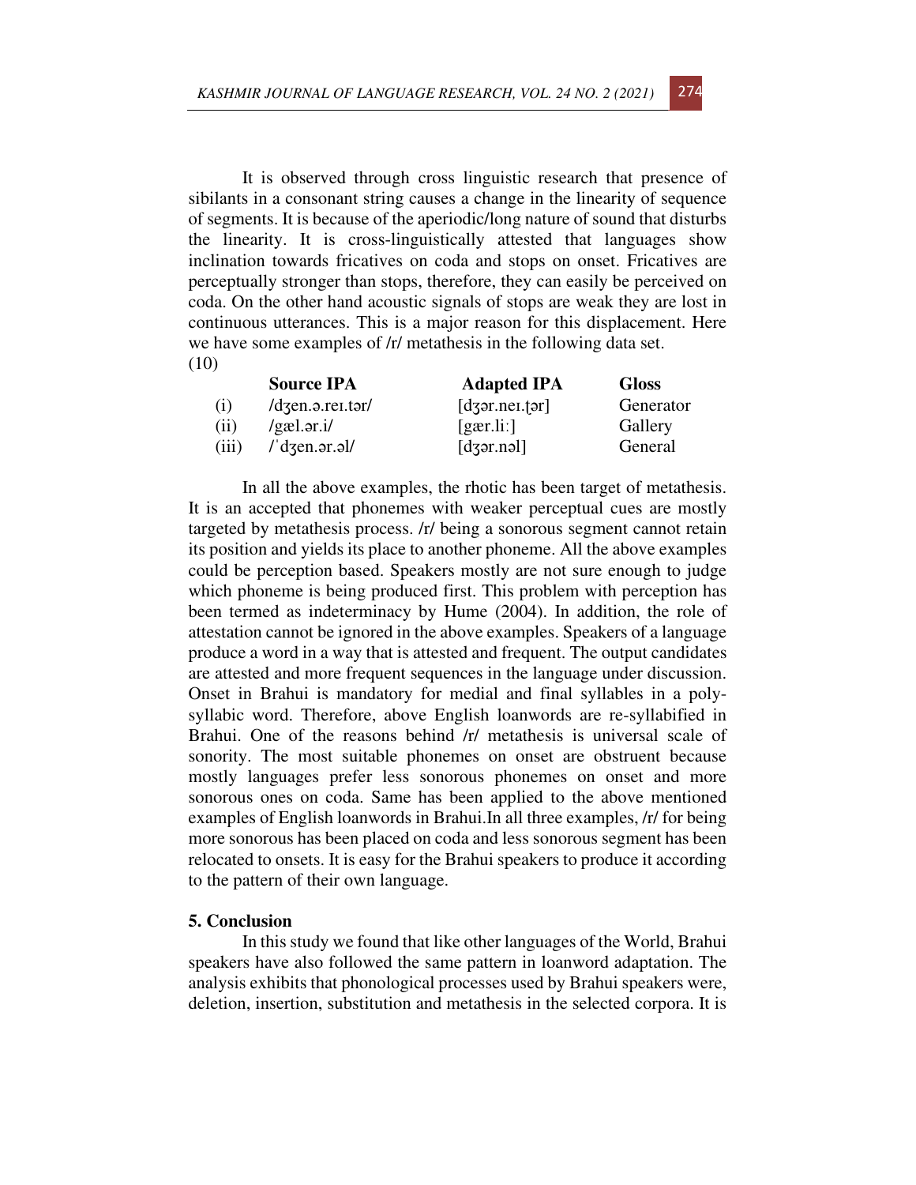It is observed through cross linguistic research that presence of sibilants in a consonant string causes a change in the linearity of sequence of segments. It is because of the aperiodic/long nature of sound that disturbs the linearity. It is cross-linguistically attested that languages show inclination towards fricatives on coda and stops on onset. Fricatives are perceptually stronger than stops, therefore, they can easily be perceived on coda. On the other hand acoustic signals of stops are weak they are lost in continuous utterances. This is a major reason for this displacement. Here we have some examples of /r/ metathesis in the following data set.

(10)

| | Source IPA | Adapted IPA | Gloss |
|---|---|---|---|
| (i) | /dʒen.ə.reɪ.tər/ | [dʒər.neɪ.ʈər] | Generator |
| (ii) | /gæl.ər.i/ | [gær.liː] | Gallery |
| (iii) | /ˈdʒen.ər.əl/ | [dʒər.nəl] | General |

In all the above examples, the rhotic has been target of metathesis. It is an accepted that phonemes with weaker perceptual cues are mostly targeted by metathesis process. /r/ being a sonorous segment cannot retain its position and yields its place to another phoneme. All the above examples could be perception based. Speakers mostly are not sure enough to judge which phoneme is being produced first. This problem with perception has been termed as indeterminacy by Hume (2004). In addition, the role of attestation cannot be ignored in the above examples. Speakers of a language produce a word in a way that is attested and frequent. The output candidates are attested and more frequent sequences in the language under discussion. Onset in Brahui is mandatory for medial and final syllables in a poly-syllabic word. Therefore, above English loanwords are re-syllabified in Brahui. One of the reasons behind /r/ metathesis is universal scale of sonority. The most suitable phonemes on onset are obstruent because mostly languages prefer less sonorous phonemes on onset and more sonorous ones on coda. Same has been applied to the above mentioned examples of English loanwords in Brahui.In all three examples, /r/ for being more sonorous has been placed on coda and less sonorous segment has been relocated to onsets. It is easy for the Brahui speakers to produce it according to the pattern of their own language.

## 5. Conclusion

In this study we found that like other languages of the World, Brahui speakers have also followed the same pattern in loanword adaptation. The analysis exhibits that phonological processes used by Brahui speakers were, deletion, insertion, substitution and metathesis in the selected corpora. It is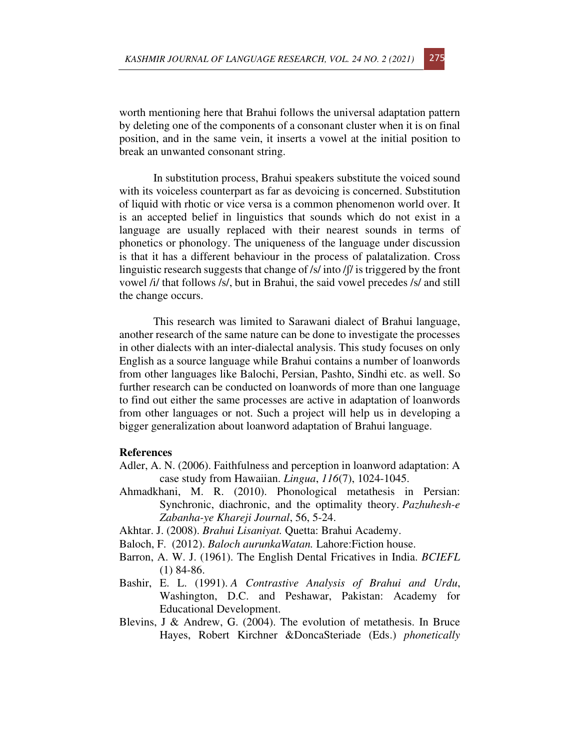worth mentioning here that Brahui follows the universal adaptation pattern by deleting one of the components of a consonant cluster when it is on final position, and in the same vein, it inserts a vowel at the initial position to break an unwanted consonant string.

In substitution process, Brahui speakers substitute the voiced sound with its voiceless counterpart as far as devoicing is concerned. Substitution of liquid with rhotic or vice versa is a common phenomenon world over. It is an accepted belief in linguistics that sounds which do not exist in a language are usually replaced with their nearest sounds in terms of phonetics or phonology. The uniqueness of the language under discussion is that it has a different behaviour in the process of palatalization. Cross linguistic research suggests that change of /s/ into /ʃ/ is triggered by the front vowel /i/ that follows /s/, but in Brahui, the said vowel precedes /s/ and still the change occurs.

This research was limited to Sarawani dialect of Brahui language, another research of the same nature can be done to investigate the processes in other dialects with an inter-dialectal analysis. This study focuses on only English as a source language while Brahui contains a number of loanwords from other languages like Balochi, Persian, Pashto, Sindhi etc. as well. So further research can be conducted on loanwords of more than one language to find out either the same processes are active in adaptation of loanwords from other languages or not. Such a project will help us in developing a bigger generalization about loanword adaptation of Brahui language.

**References**

Adler, A. N. (2006). Faithfulness and perception in loanword adaptation: A case study from Hawaiian. *Lingua*, *116*(7), 1024-1045.

Ahmadkhani, M. R. (2010). Phonological metathesis in Persian: Synchronic, diachronic, and the optimality theory. *Pazhuhesh-e Zabanha-ye Khareji Journal*, 56, 5-24.

Akhtar. J. (2008). *Brahui Lisaniyat.* Quetta: Brahui Academy.

Baloch, F. (2012). *Baloch aurunkaWatan.* Lahore:Fiction house.

Barron, A. W. J. (1961). The English Dental Fricatives in India. *BCIEFL* (1) 84-86.

Bashir, E. L. (1991). *A Contrastive Analysis of Brahui and Urdu*, Washington, D.C. and Peshawar, Pakistan: Academy for Educational Development.

Blevins, J & Andrew, G. (2004). The evolution of metathesis. In Bruce Hayes, Robert Kirchner &DoncaSteriade (Eds.) *phonetically*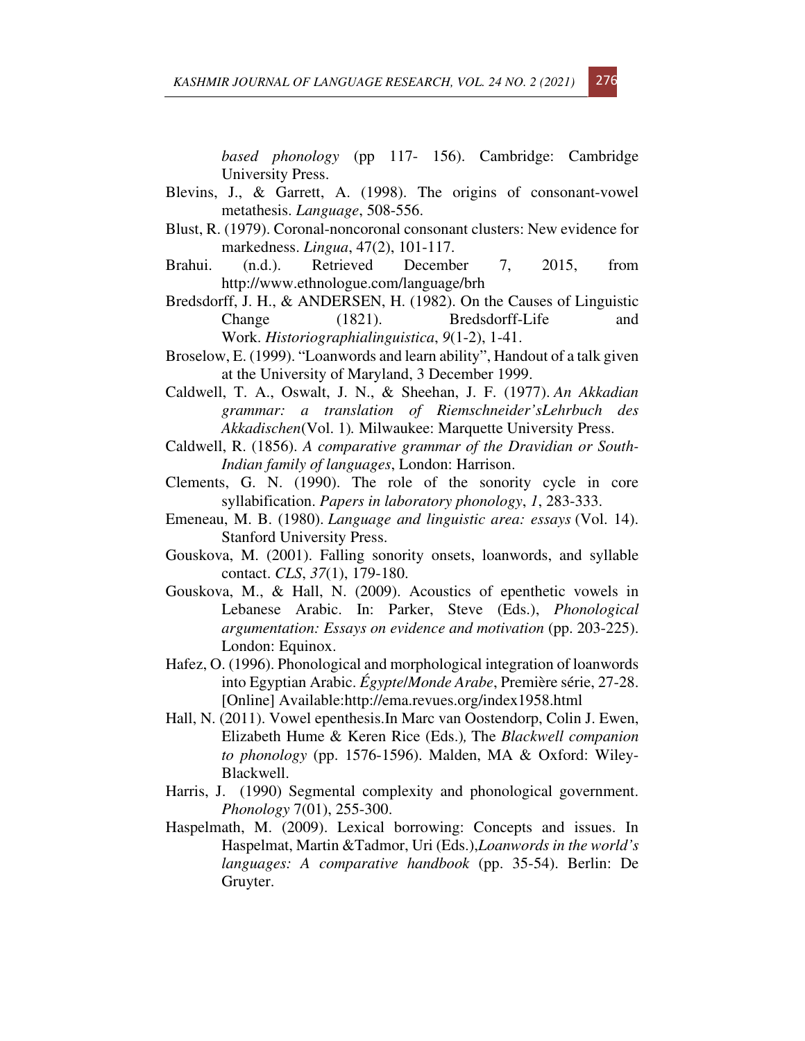*based phonology* (pp 117- 156). Cambridge: Cambridge University Press.

Blevins, J., & Garrett, A. (1998). The origins of consonant-vowel metathesis. *Language*, 508-556.

Blust, R. (1979). Coronal-noncoronal consonant clusters: New evidence for markedness. *Lingua*, 47(2), 101-117.

Brahui. (n.d.). Retrieved December 7, 2015, from http://www.ethnologue.com/language/brh

Bredsdorff, J. H., & ANDERSEN, H. (1982). On the Causes of Linguistic Change (1821). Bredsdorff-Life and Work. *Historiographialinguistica*, *9*(1-2), 1-41.

Broselow, E. (1999). "Loanwords and learn ability", Handout of a talk given at the University of Maryland, 3 December 1999.

Caldwell, T. A., Oswalt, J. N., & Sheehan, J. F. (1977). *An Akkadian grammar: a translation of Riemschneider'sLehrbuch des Akkadischen*(Vol. 1)*.* Milwaukee: Marquette University Press.

Caldwell, R. (1856). *A comparative grammar of the Dravidian or South-Indian family of languages*, London: Harrison.

Clements, G. N. (1990). The role of the sonority cycle in core syllabification. *Papers in laboratory phonology*, *1*, 283-333.

Emeneau, M. B. (1980). *Language and linguistic area: essays* (Vol. 14). Stanford University Press.

Gouskova, M. (2001). Falling sonority onsets, loanwords, and syllable contact. *CLS*, *37*(1), 179-180.

Gouskova, M., & Hall, N. (2009). Acoustics of epenthetic vowels in Lebanese Arabic. In: Parker, Steve (Eds.), *Phonological argumentation: Essays on evidence and motivation* (pp. 203-225). London: Equinox.

Hafez, O. (1996). Phonological and morphological integration of loanwords into Egyptian Arabic. *Égypte/Monde Arabe*, Première série, 27-28. [Online] Available:http://ema.revues.org/index1958.html

Hall, N. (2011). Vowel epenthesis.In Marc van Oostendorp, Colin J. Ewen, Elizabeth Hume & Keren Rice (Eds.)*,* The *Blackwell companion to phonology* (pp. 1576-1596). Malden, MA & Oxford: Wiley-Blackwell.

Harris, J. (1990) Segmental complexity and phonological government. *Phonology* 7(01), 255-300.

Haspelmath, M. (2009). Lexical borrowing: Concepts and issues. In Haspelmat, Martin &Tadmor, Uri (Eds.),*Loanwords in the world's languages: A comparative handbook* (pp. 35-54). Berlin: De Gruyter.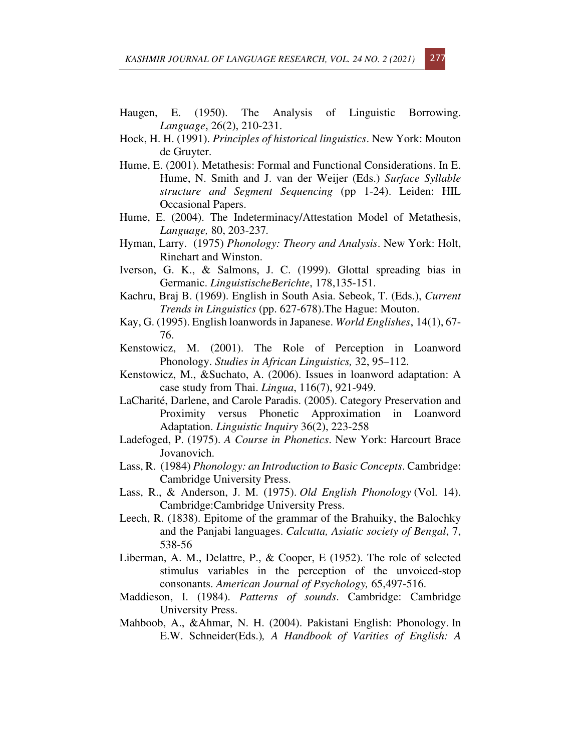Haugen, E. (1950). The Analysis of Linguistic Borrowing. *Language*, 26(2), 210-231.

Hock, H. H. (1991). *Principles of historical linguistics*. New York: Mouton de Gruyter.

Hume, E. (2001). Metathesis: Formal and Functional Considerations. In E. Hume, N. Smith and J. van der Weijer (Eds.) *Surface Syllable structure and Segment Sequencing* (pp 1-24). Leiden: HIL Occasional Papers.

Hume, E. (2004). The Indeterminacy/Attestation Model of Metathesis, *Language,* 80, 203-237.

Hyman, Larry. (1975) *Phonology: Theory and Analysis*. New York: Holt, Rinehart and Winston.

Iverson, G. K., & Salmons, J. C. (1999). Glottal spreading bias in Germanic. *LinguistischeBerichte*, 178,135-151.

Kachru, Braj B. (1969). English in South Asia. Sebeok, T. (Eds.), *Current Trends in Linguistics* (pp. 627-678).The Hague: Mouton.

Kay, G. (1995). English loanwords in Japanese. *World Englishes*, 14(1), 67-76.

Kenstowicz, M. (2001). The Role of Perception in Loanword Phonology. *Studies in African Linguistics,* 32, 95–112.

Kenstowicz, M., &Suchato, A. (2006). Issues in loanword adaptation: A case study from Thai. *Lingua*, 116(7), 921-949.

LaCharité, Darlene, and Carole Paradis. (2005). Category Preservation and Proximity versus Phonetic Approximation in Loanword Adaptation. *Linguistic Inquiry* 36(2), 223-258

Ladefoged, P. (1975). *A Course in Phonetics*. New York: Harcourt Brace Jovanovich.

Lass, R. (1984) *Phonology: an Introduction to Basic Concepts*. Cambridge: Cambridge University Press.

Lass, R., & Anderson, J. M. (1975). *Old English Phonology* (Vol. 14). Cambridge:Cambridge University Press.

Leech, R. (1838). Epitome of the grammar of the Brahuiky, the Balochky and the Panjabi languages. *Calcutta, Asiatic society of Bengal*, 7, 538-56

Liberman, A. M., Delattre, P., & Cooper, E (1952). The role of selected stimulus variables in the perception of the unvoiced-stop consonants. *American Journal of Psychology,* 65,497-516.

Maddieson, I. (1984). *Patterns of sounds*. Cambridge: Cambridge University Press.

Mahboob, A., &Ahmar, N. H. (2004). Pakistani English: Phonology. In E.W. Schneider(Eds.)*, A Handbook of Varities of English: A*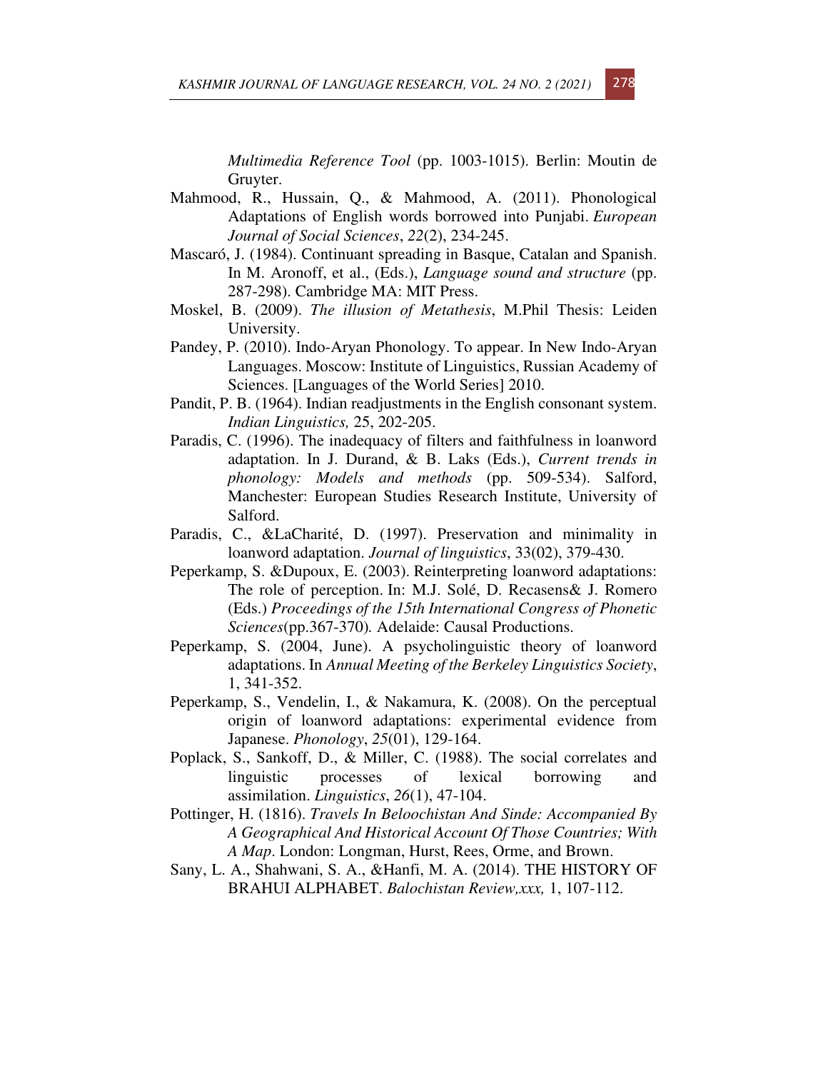*Multimedia Reference Tool* (pp. 1003-1015). Berlin: Moutin de Gruyter.

Mahmood, R., Hussain, Q., & Mahmood, A. (2011). Phonological Adaptations of English words borrowed into Punjabi. *European Journal of Social Sciences*, *22*(2), 234-245.

Mascaró, J. (1984). Continuant spreading in Basque, Catalan and Spanish. In M. Aronoff, et al., (Eds.), *Language sound and structure* (pp. 287-298). Cambridge MA: MIT Press.

Moskel, B. (2009). *The illusion of Metathesis*, M.Phil Thesis: Leiden University.

Pandey, P. (2010). Indo-Aryan Phonology. To appear. In New Indo-Aryan Languages. Moscow: Institute of Linguistics, Russian Academy of Sciences. [Languages of the World Series] 2010.

Pandit, P. B. (1964). Indian readjustments in the English consonant system. *Indian Linguistics,* 25, 202-205.

Paradis, C. (1996). The inadequacy of filters and faithfulness in loanword adaptation. In J. Durand, & B. Laks (Eds.), *Current trends in phonology: Models and methods* (pp. 509-534). Salford, Manchester: European Studies Research Institute, University of Salford.

Paradis, C., &LaCharité, D. (1997). Preservation and minimality in loanword adaptation. *Journal of linguistics*, 33(02), 379-430.

Peperkamp, S. &Dupoux, E. (2003). Reinterpreting loanword adaptations: The role of perception. In: M.J. Solé, D. Recasens& J. Romero (Eds.) *Proceedings of the 15th International Congress of Phonetic Sciences*(pp.367-370)*.* Adelaide: Causal Productions.

Peperkamp, S. (2004, June). A psycholinguistic theory of loanword adaptations. In *Annual Meeting of the Berkeley Linguistics Society*, 1, 341-352.

Peperkamp, S., Vendelin, I., & Nakamura, K. (2008). On the perceptual origin of loanword adaptations: experimental evidence from Japanese. *Phonology*, *25*(01), 129-164.

Poplack, S., Sankoff, D., & Miller, C. (1988). The social correlates and linguistic processes of lexical borrowing and assimilation. *Linguistics*, *26*(1), 47-104.

Pottinger, H. (1816). *Travels In Beloochistan And Sinde: Accompanied By A Geographical And Historical Account Of Those Countries; With A Map*. London: Longman, Hurst, Rees, Orme, and Brown.

Sany, L. A., Shahwani, S. A., &Hanfi, M. A. (2014). THE HISTORY OF BRAHUI ALPHABET. *Balochistan Review,xxx,* 1, 107-112.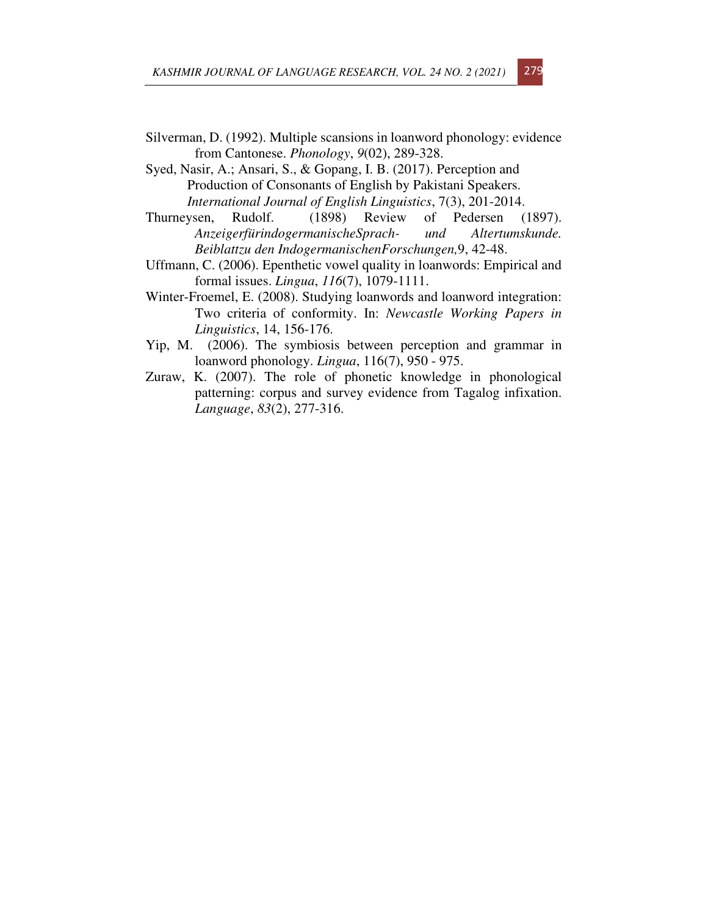Silverman, D. (1992). Multiple scansions in loanword phonology: evidence from Cantonese. *Phonology*, *9*(02), 289-328.

Syed, Nasir, A.; Ansari, S., & Gopang, I. B. (2017). Perception and Production of Consonants of English by Pakistani Speakers. *International Journal of English Linguistics*, 7(3), 201-2014.

Thurneysen, Rudolf. (1898) Review of Pedersen (1897). *AnzeigerfürindogermanischeSprach- und Altertumskunde. Beiblattzu den IndogermanischenForschungen,*9, 42-48.

Uffmann, C. (2006). Epenthetic vowel quality in loanwords: Empirical and formal issues. *Lingua*, *116*(7), 1079-1111.

Winter-Froemel, E. (2008). Studying loanwords and loanword integration: Two criteria of conformity. In: *Newcastle Working Papers in Linguistics*, 14, 156-176.

Yip, M. (2006). The symbiosis between perception and grammar in loanword phonology. *Lingua*, 116(7), 950 - 975.

Zuraw, K. (2007). The role of phonetic knowledge in phonological patterning: corpus and survey evidence from Tagalog infixation. *Language*, *83*(2), 277-316.